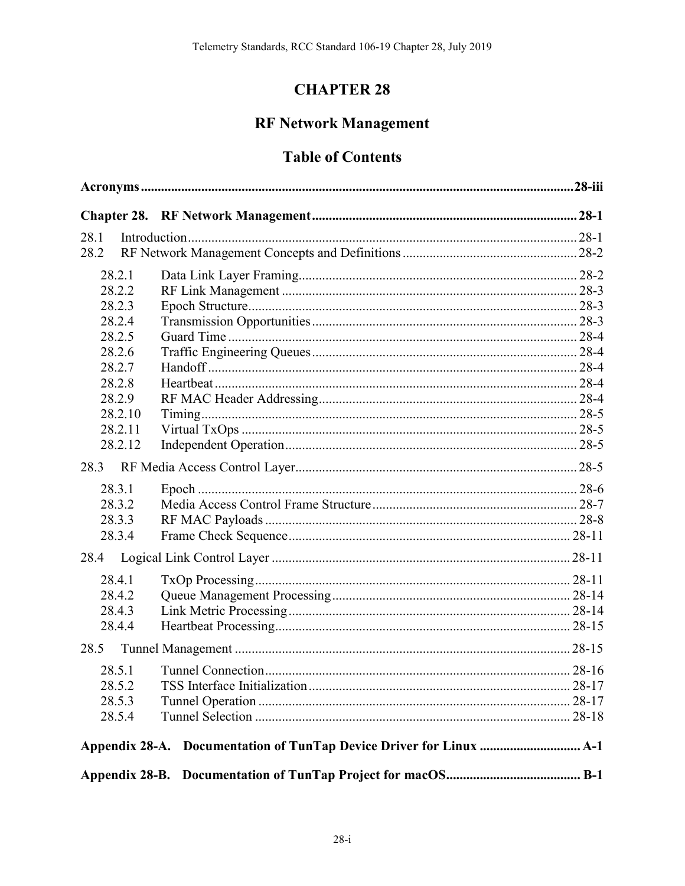# CHAPTER 28

## RF Network Management

### Table of Contents

**Acronyms ... 28-iii**

**Chapter 28. RF Network Management ... 28-1**

28.1 Introduction ... 28-1
28.2 RF Network Management Concepts and Definitions ... 28-2

- 28.2.1 Data Link Layer Framing ... 28-2
- 28.2.2 RF Link Management ... 28-3
- 28.2.3 Epoch Structure ... 28-3
- 28.2.4 Transmission Opportunities ... 28-3
- 28.2.5 Guard Time ... 28-4
- 28.2.6 Traffic Engineering Queues ... 28-4
- 28.2.7 Handoff ... 28-4
- 28.2.8 Heartbeat ... 28-4
- 28.2.9 RF MAC Header Addressing ... 28-4
- 28.2.10 Timing ... 28-5
- 28.2.11 Virtual TxOps ... 28-5
- 28.2.12 Independent Operation ... 28-5

28.3 RF Media Access Control Layer ... 28-5

- 28.3.1 Epoch ... 28-6
- 28.3.2 Media Access Control Frame Structure ... 28-7
- 28.3.3 RF MAC Payloads ... 28-8
- 28.3.4 Frame Check Sequence ... 28-11

28.4 Logical Link Control Layer ... 28-11

- 28.4.1 TxOp Processing ... 28-11
- 28.4.2 Queue Management Processing ... 28-14
- 28.4.3 Link Metric Processing ... 28-14
- 28.4.4 Heartbeat Processing ... 28-15

28.5 Tunnel Management ... 28-15

- 28.5.1 Tunnel Connection ... 28-16
- 28.5.2 TSS Interface Initialization ... 28-17
- 28.5.3 Tunnel Operation ... 28-17
- 28.5.4 Tunnel Selection ... 28-18

**Appendix 28-A. Documentation of TunTap Device Driver for Linux ... A-1**

**Appendix 28-B. Documentation of TunTap Project for macOS ... B-1**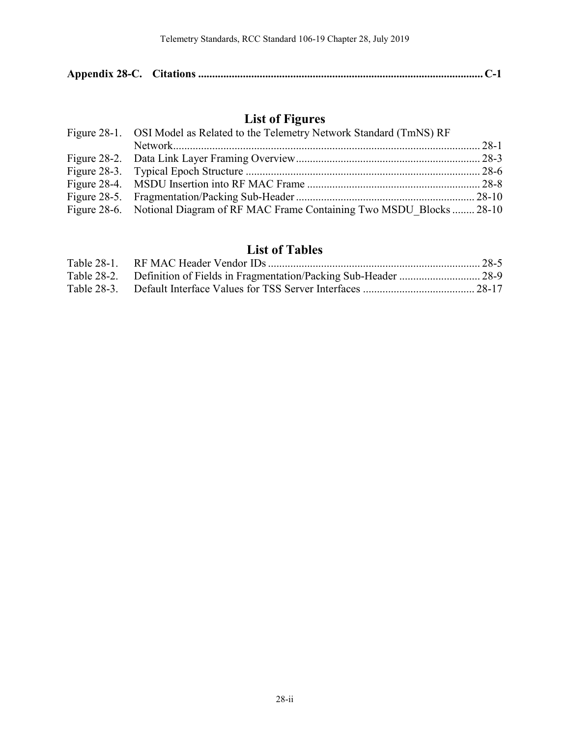**Appendix 28-C. Citations ...................................................................................................... C-1**

## List of Figures

Figure 28-1. OSI Model as Related to the Telemetry Network Standard (TmNS) RF Network............................................................................................................. 28-1
Figure 28-2. Data Link Layer Framing Overview.................................................................. 28-3
Figure 28-3. Typical Epoch Structure .................................................................................... 28-6
Figure 28-4. MSDU Insertion into RF MAC Frame .............................................................. 28-8
Figure 28-5. Fragmentation/Packing Sub-Header ................................................................ 28-10
Figure 28-6. Notional Diagram of RF MAC Frame Containing Two MSDU_Blocks ........ 28-10

## List of Tables

Table 28-1. RF MAC Header Vendor IDs ............................................................................ 28-5
Table 28-2. Definition of Fields in Fragmentation/Packing Sub-Header ............................. 28-9
Table 28-3. Default Interface Values for TSS Server Interfaces ........................................ 28-17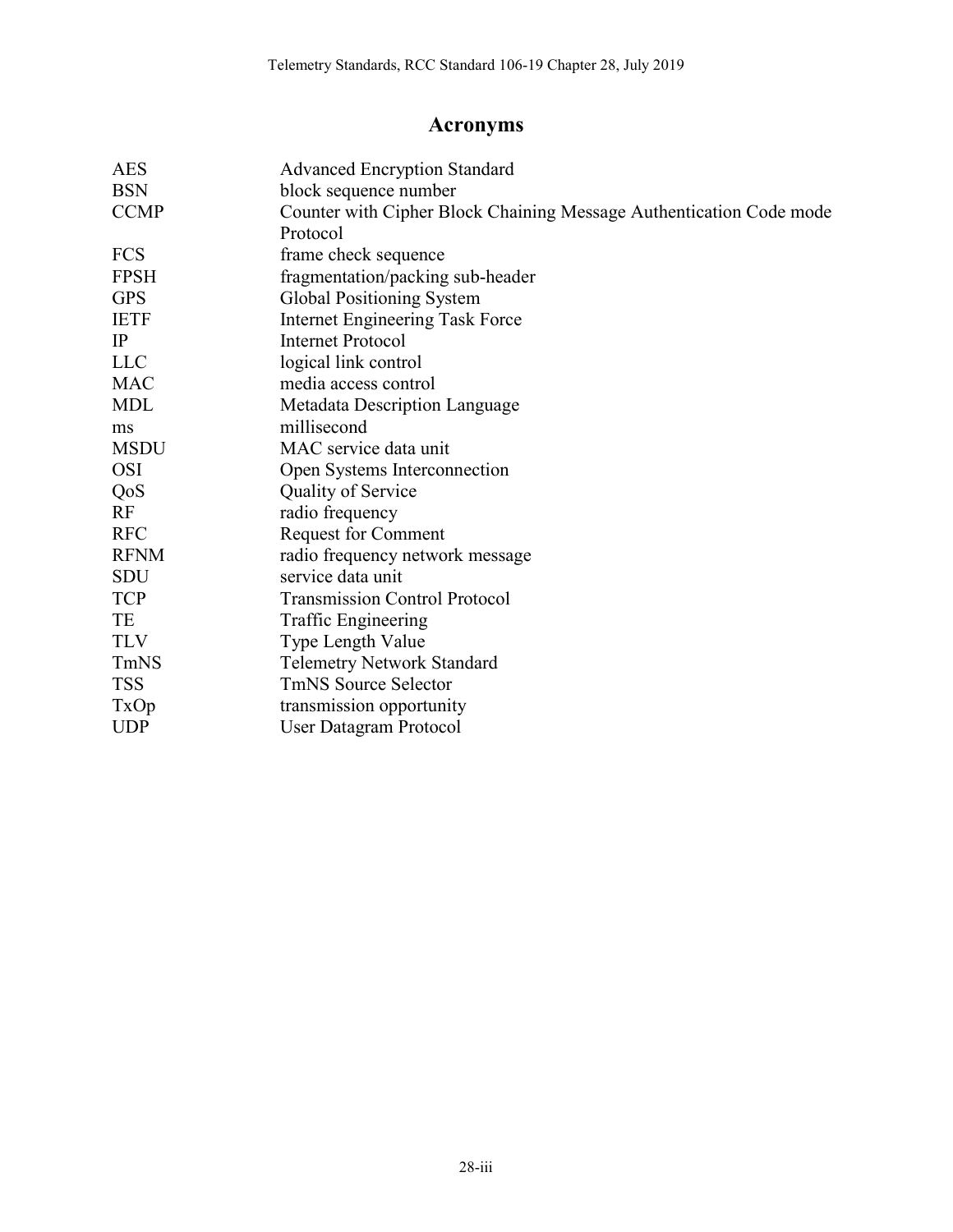# Acronyms

| | |
|---|---|
| AES | Advanced Encryption Standard |
| BSN | block sequence number |
| CCMP | Counter with Cipher Block Chaining Message Authentication Code mode Protocol |
| FCS | frame check sequence |
| FPSH | fragmentation/packing sub-header |
| GPS | Global Positioning System |
| IETF | Internet Engineering Task Force |
| IP | Internet Protocol |
| LLC | logical link control |
| MAC | media access control |
| MDL | Metadata Description Language |
| ms | millisecond |
| MSDU | MAC service data unit |
| OSI | Open Systems Interconnection |
| QoS | Quality of Service |
| RF | radio frequency |
| RFC | Request for Comment |
| RFNM | radio frequency network message |
| SDU | service data unit |
| TCP | Transmission Control Protocol |
| TE | Traffic Engineering |
| TLV | Type Length Value |
| TmNS | Telemetry Network Standard |
| TSS | TmNS Source Selector |
| TxOp | transmission opportunity |
| UDP | User Datagram Protocol |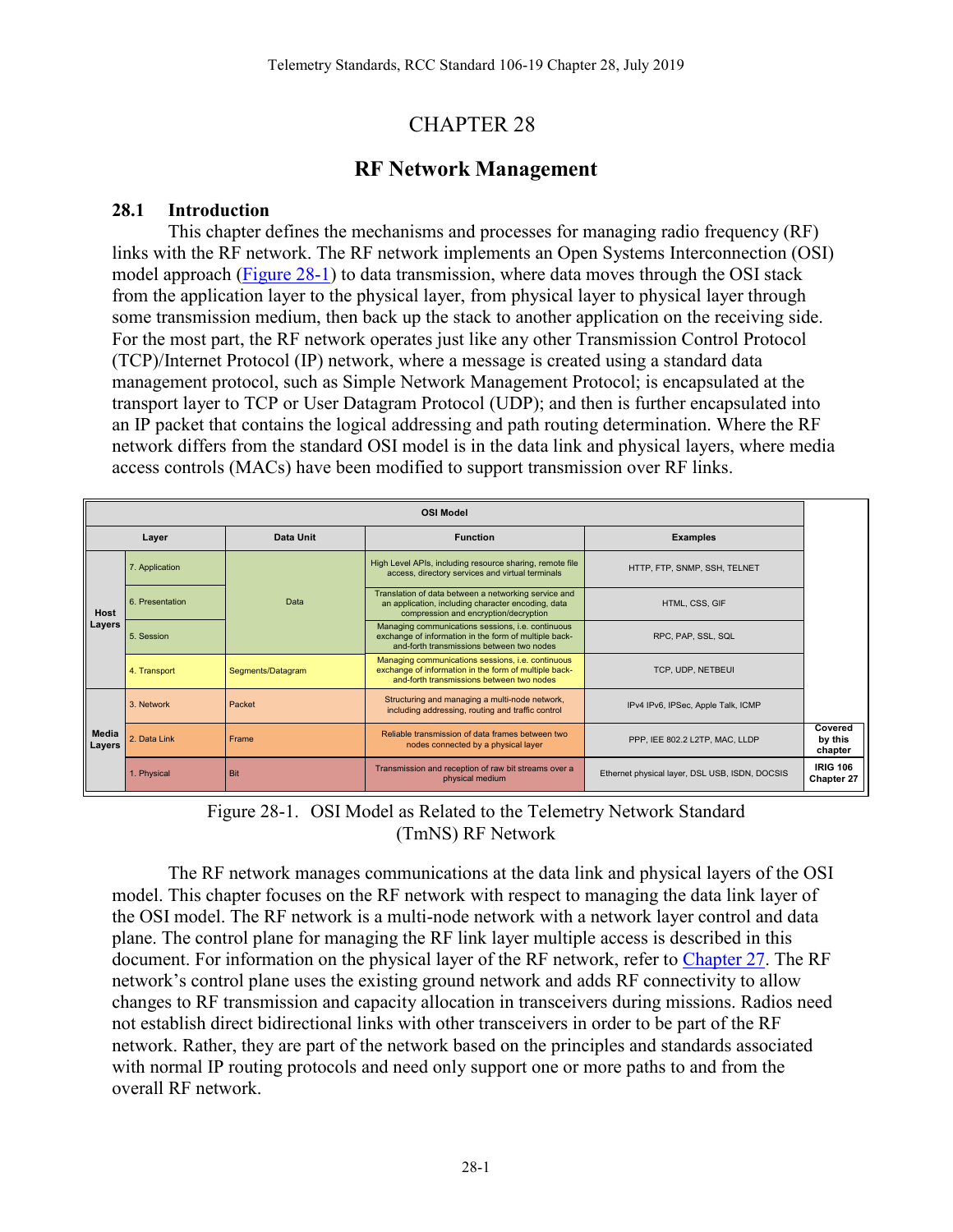# CHAPTER 28

## RF Network Management

### 28.1 Introduction

This chapter defines the mechanisms and processes for managing radio frequency (RF) links with the RF network. The RF network implements an Open Systems Interconnection (OSI) model approach (Figure 28-1) to data transmission, where data moves through the OSI stack from the application layer to the physical layer, from physical layer to physical layer through some transmission medium, then back up the stack to another application on the receiving side. For the most part, the RF network operates just like any other Transmission Control Protocol (TCP)/Internet Protocol (IP) network, where a message is created using a standard data management protocol, such as Simple Network Management Protocol; is encapsulated at the transport layer to TCP or User Datagram Protocol (UDP); and then is further encapsulated into an IP packet that contains the logical addressing and path routing determination. Where the RF network differs from the standard OSI model is in the data link and physical layers, where media access controls (MACs) have been modified to support transmission over RF links.

| OSI Model | | | | | |
|---|---|---|---|---|---|
| Layer | | Data Unit | Function | Examples | |
| Host Layers | 7. Application | Data | High Level APIs, including resource sharing, remote file access, directory services and virtual terminals | HTTP, FTP, SNMP, SSH, TELNET | |
| | 6. Presentation | | Translation of data between a networking service and an application, including character encoding, data compression and encryption/decryption | HTML, CSS, GIF | |
| | 5. Session | | Managing communications sessions, i.e. continuous exchange of information in the form of multiple back-and-forth transmissions between two nodes | RPC, PAP, SSL, SQL | |
| | 4. Transport | Segments/Datagram | Managing communications sessions, i.e. continuous exchange of information in the form of multiple back-and-forth transmissions between two nodes | TCP, UDP, NETBEUI | |
| Media Layers | 3. Network | Packet | Structuring and managing a multi-node network, including addressing, routing and traffic control | IPv4 IPv6, IPSec, Apple Talk, ICMP | |
| | 2. Data Link | Frame | Reliable transmission of data frames between two nodes connected by a physical layer | PPP, IEE 802.2 L2TP, MAC, LLDP | **Covered by this chapter** |
| | 1. Physical | Bit | Transmission and reception of raw bit streams over a physical medium | Ethernet physical layer, DSL USB, ISDN, DOCSIS | **IRIG 106 Chapter 27** |

Figure 28-1. OSI Model as Related to the Telemetry Network Standard (TmNS) RF Network

The RF network manages communications at the data link and physical layers of the OSI model. This chapter focuses on the RF network with respect to managing the data link layer of the OSI model. The RF network is a multi-node network with a network layer control and data plane. The control plane for managing the RF link layer multiple access is described in this document. For information on the physical layer of the RF network, refer to Chapter 27. The RF network's control plane uses the existing ground network and adds RF connectivity to allow changes to RF transmission and capacity allocation in transceivers during missions. Radios need not establish direct bidirectional links with other transceivers in order to be part of the RF network. Rather, they are part of the network based on the principles and standards associated with normal IP routing protocols and need only support one or more paths to and from the overall RF network.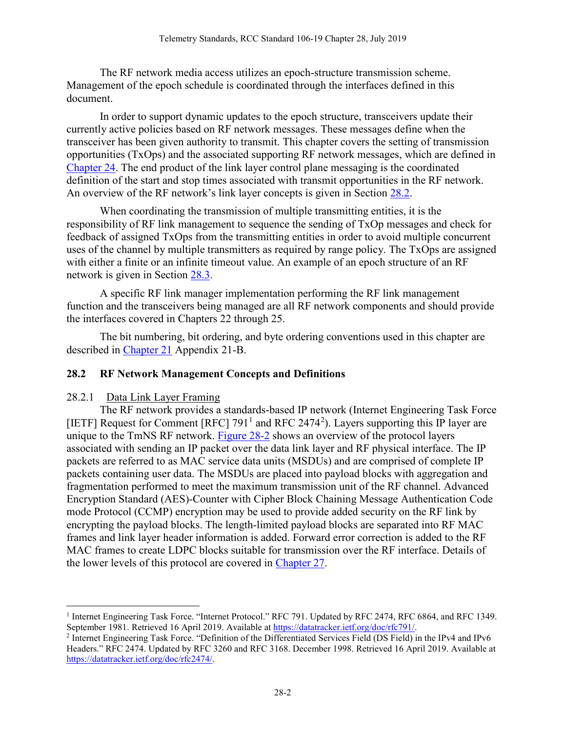The RF network media access utilizes an epoch-structure transmission scheme. Management of the epoch schedule is coordinated through the interfaces defined in this document.

In order to support dynamic updates to the epoch structure, transceivers update their currently active policies based on RF network messages. These messages define when the transceiver has been given authority to transmit. This chapter covers the setting of transmission opportunities (TxOps) and the associated supporting RF network messages, which are defined in Chapter 24. The end product of the link layer control plane messaging is the coordinated definition of the start and stop times associated with transmit opportunities in the RF network. An overview of the RF network's link layer concepts is given in Section 28.2.

When coordinating the transmission of multiple transmitting entities, it is the responsibility of RF link management to sequence the sending of TxOp messages and check for feedback of assigned TxOps from the transmitting entities in order to avoid multiple concurrent uses of the channel by multiple transmitters as required by range policy. The TxOps are assigned with either a finite or an infinite timeout value. An example of an epoch structure of an RF network is given in Section 28.3.

A specific RF link manager implementation performing the RF link management function and the transceivers being managed are all RF network components and should provide the interfaces covered in Chapters 22 through 25.

The bit numbering, bit ordering, and byte ordering conventions used in this chapter are described in Chapter 21 Appendix 21-B.

## 28.2 RF Network Management Concepts and Definitions

### 28.2.1 Data Link Layer Framing

The RF network provides a standards-based IP network (Internet Engineering Task Force [IETF] Request for Comment [RFC] 791[1] and RFC 2474[2]). Layers supporting this IP layer are unique to the TmNS RF network. Figure 28-2 shows an overview of the protocol layers associated with sending an IP packet over the data link layer and RF physical interface. The IP packets are referred to as MAC service data units (MSDUs) and are comprised of complete IP packets containing user data. The MSDUs are placed into payload blocks with aggregation and fragmentation performed to meet the maximum transmission unit of the RF channel. Advanced Encryption Standard (AES)-Counter with Cipher Block Chaining Message Authentication Code mode Protocol (CCMP) encryption may be used to provide added security on the RF link by encrypting the payload blocks. The length-limited payload blocks are separated into RF MAC frames and link layer header information is added. Forward error correction is added to the RF MAC frames to create LDPC blocks suitable for transmission over the RF interface. Details of the lower levels of this protocol are covered in Chapter 27.

---

[1] Internet Engineering Task Force. "Internet Protocol." RFC 791. Updated by RFC 2474, RFC 6864, and RFC 1349. September 1981. Retrieved 16 April 2019. Available at https://datatracker.ietf.org/doc/rfc791/.

[2] Internet Engineering Task Force. "Definition of the Differentiated Services Field (DS Field) in the IPv4 and IPv6 Headers." RFC 2474. Updated by RFC 3260 and RFC 3168. December 1998. Retrieved 16 April 2019. Available at https://datatracker.ietf.org/doc/rfc2474/.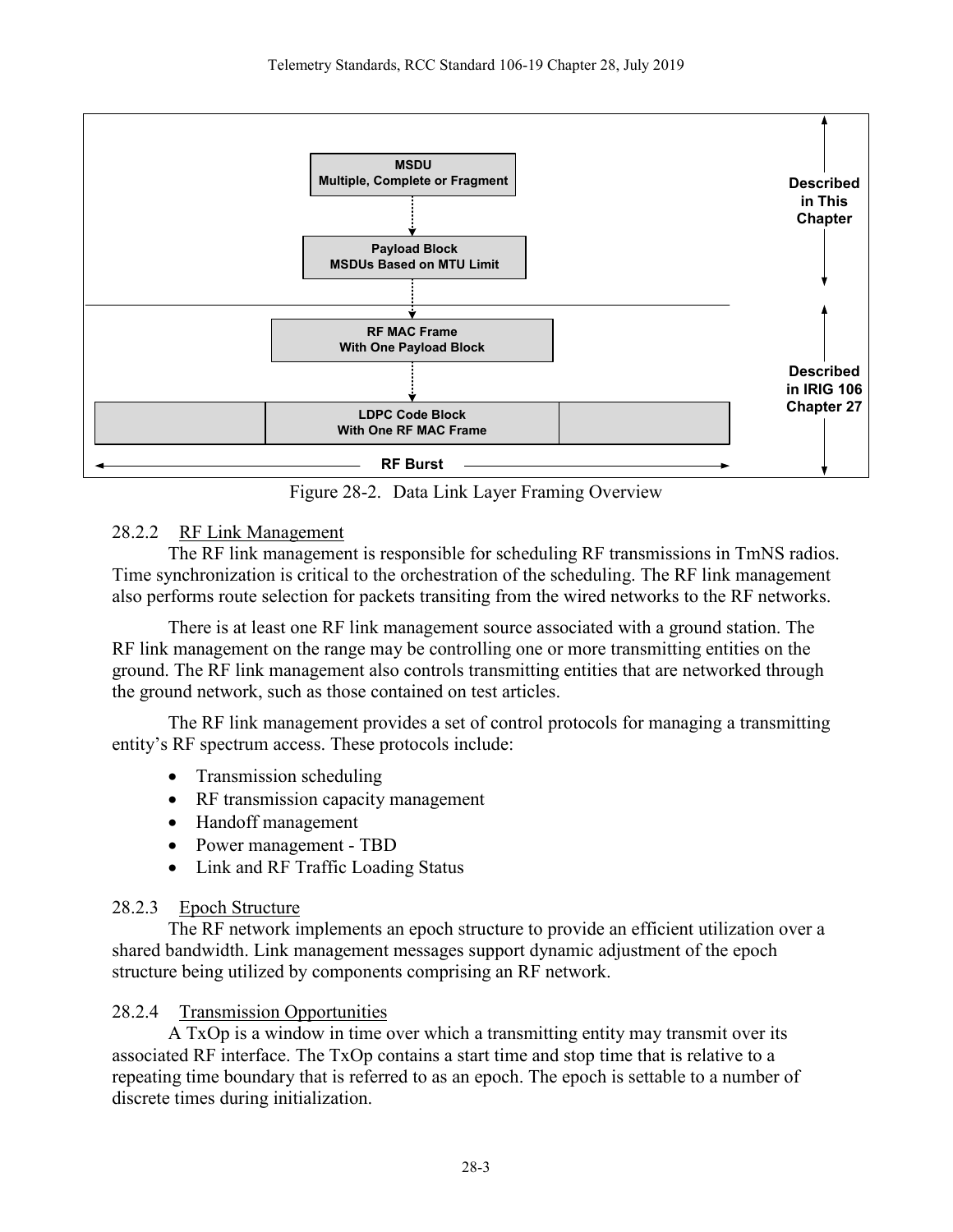MSDU
Multiple, Complete or Fragment

Payload Block
MSDUs Based on MTU Limit

RF MAC Frame
With One Payload Block

LDPC Code Block
With One RF MAC Frame

RF Burst

Described in This Chapter

Described in IRIG 106 Chapter 27

Figure 28-2. Data Link Layer Framing Overview

### 28.2.2 RF Link Management

The RF link management is responsible for scheduling RF transmissions in TmNS radios. Time synchronization is critical to the orchestration of the scheduling. The RF link management also performs route selection for packets transiting from the wired networks to the RF networks.

There is at least one RF link management source associated with a ground station. The RF link management on the range may be controlling one or more transmitting entities on the ground. The RF link management also controls transmitting entities that are networked through the ground network, such as those contained on test articles.

The RF link management provides a set of control protocols for managing a transmitting entity's RF spectrum access. These protocols include:

- Transmission scheduling
- RF transmission capacity management
- Handoff management
- Power management - TBD
- Link and RF Traffic Loading Status

### 28.2.3 Epoch Structure

The RF network implements an epoch structure to provide an efficient utilization over a shared bandwidth. Link management messages support dynamic adjustment of the epoch structure being utilized by components comprising an RF network.

### 28.2.4 Transmission Opportunities

A TxOp is a window in time over which a transmitting entity may transmit over its associated RF interface. The TxOp contains a start time and stop time that is relative to a repeating time boundary that is referred to as an epoch. The epoch is settable to a number of discrete times during initialization.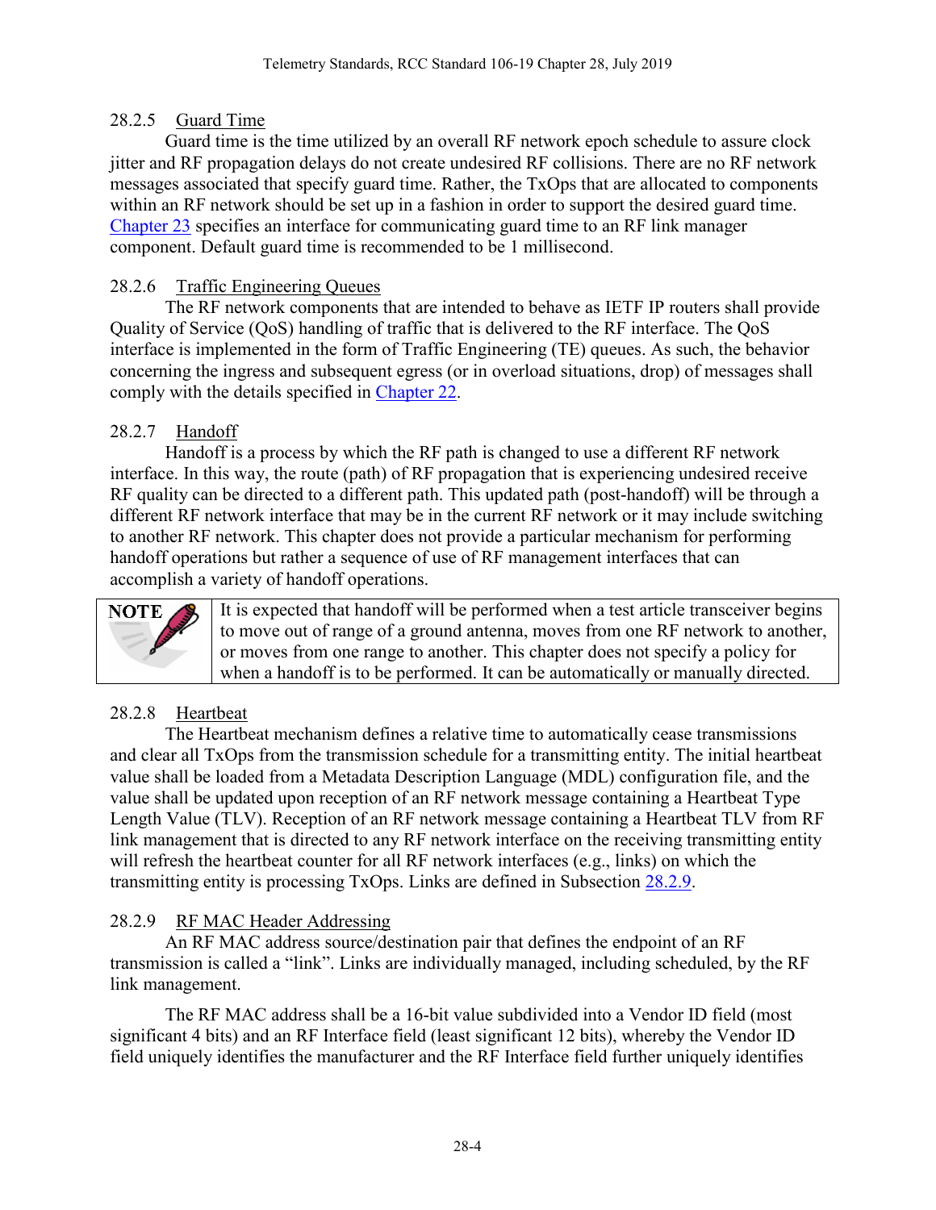### 28.2.5 Guard Time

Guard time is the time utilized by an overall RF network epoch schedule to assure clock jitter and RF propagation delays do not create undesired RF collisions. There are no RF network messages associated that specify guard time. Rather, the TxOps that are allocated to components within an RF network should be set up in a fashion in order to support the desired guard time. Chapter 23 specifies an interface for communicating guard time to an RF link manager component. Default guard time is recommended to be 1 millisecond.

### 28.2.6 Traffic Engineering Queues

The RF network components that are intended to behave as IETF IP routers shall provide Quality of Service (QoS) handling of traffic that is delivered to the RF interface. The QoS interface is implemented in the form of Traffic Engineering (TE) queues. As such, the behavior concerning the ingress and subsequent egress (or in overload situations, drop) of messages shall comply with the details specified in Chapter 22.

### 28.2.7 Handoff

Handoff is a process by which the RF path is changed to use a different RF network interface. In this way, the route (path) of RF propagation that is experiencing undesired receive RF quality can be directed to a different path. This updated path (post-handoff) will be through a different RF network interface that may be in the current RF network or it may include switching to another RF network. This chapter does not provide a particular mechanism for performing handoff operations but rather a sequence of use of RF management interfaces that can accomplish a variety of handoff operations.

> **NOTE:** It is expected that handoff will be performed when a test article transceiver begins to move out of range of a ground antenna, moves from one RF network to another, or moves from one range to another. This chapter does not specify a policy for when a handoff is to be performed. It can be automatically or manually directed.

### 28.2.8 Heartbeat

The Heartbeat mechanism defines a relative time to automatically cease transmissions and clear all TxOps from the transmission schedule for a transmitting entity. The initial heartbeat value shall be loaded from a Metadata Description Language (MDL) configuration file, and the value shall be updated upon reception of an RF network message containing a Heartbeat Type Length Value (TLV). Reception of an RF network message containing a Heartbeat TLV from RF link management that is directed to any RF network interface on the receiving transmitting entity will refresh the heartbeat counter for all RF network interfaces (e.g., links) on which the transmitting entity is processing TxOps. Links are defined in Subsection 28.2.9.

### 28.2.9 RF MAC Header Addressing

An RF MAC address source/destination pair that defines the endpoint of an RF transmission is called a "link". Links are individually managed, including scheduled, by the RF link management.

The RF MAC address shall be a 16-bit value subdivided into a Vendor ID field (most significant 4 bits) and an RF Interface field (least significant 12 bits), whereby the Vendor ID field uniquely identifies the manufacturer and the RF Interface field further uniquely identifies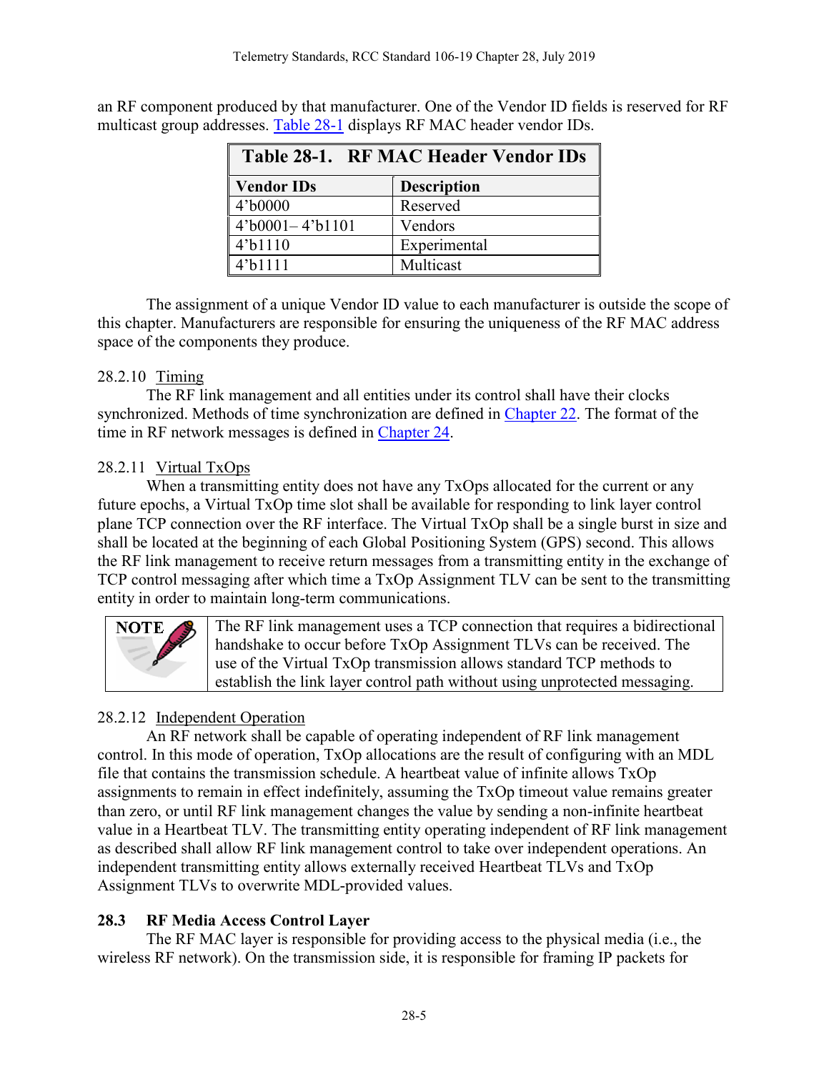an RF component produced by that manufacturer. One of the Vendor ID fields is reserved for RF multicast group addresses. Table 28-1 displays RF MAC header vendor IDs.

**Table 28-1. RF MAC Header Vendor IDs**

| Vendor IDs | Description |
| --- | --- |
| 4'b0000 | Reserved |
| 4'b0001– 4'b1101 | Vendors |
| 4'b1110 | Experimental |
| 4'b1111 | Multicast |

The assignment of a unique Vendor ID value to each manufacturer is outside the scope of this chapter. Manufacturers are responsible for ensuring the uniqueness of the RF MAC address space of the components they produce.

### 28.2.10 Timing

The RF link management and all entities under its control shall have their clocks synchronized. Methods of time synchronization are defined in Chapter 22. The format of the time in RF network messages is defined in Chapter 24.

### 28.2.11 Virtual TxOps

When a transmitting entity does not have any TxOps allocated for the current or any future epochs, a Virtual TxOp time slot shall be available for responding to link layer control plane TCP connection over the RF interface. The Virtual TxOp shall be a single burst in size and shall be located at the beginning of each Global Positioning System (GPS) second. This allows the RF link management to receive return messages from a transmitting entity in the exchange of TCP control messaging after which time a TxOp Assignment TLV can be sent to the transmitting entity in order to maintain long-term communications.

> **NOTE** The RF link management uses a TCP connection that requires a bidirectional handshake to occur before TxOp Assignment TLVs can be received. The use of the Virtual TxOp transmission allows standard TCP methods to establish the link layer control path without using unprotected messaging.

### 28.2.12 Independent Operation

An RF network shall be capable of operating independent of RF link management control. In this mode of operation, TxOp allocations are the result of configuring with an MDL file that contains the transmission schedule. A heartbeat value of infinite allows TxOp assignments to remain in effect indefinitely, assuming the TxOp timeout value remains greater than zero, or until RF link management changes the value by sending a non-infinite heartbeat value in a Heartbeat TLV. The transmitting entity operating independent of RF link management as described shall allow RF link management control to take over independent operations. An independent transmitting entity allows externally received Heartbeat TLVs and TxOp Assignment TLVs to overwrite MDL-provided values.

## 28.3 RF Media Access Control Layer

The RF MAC layer is responsible for providing access to the physical media (i.e., the wireless RF network). On the transmission side, it is responsible for framing IP packets for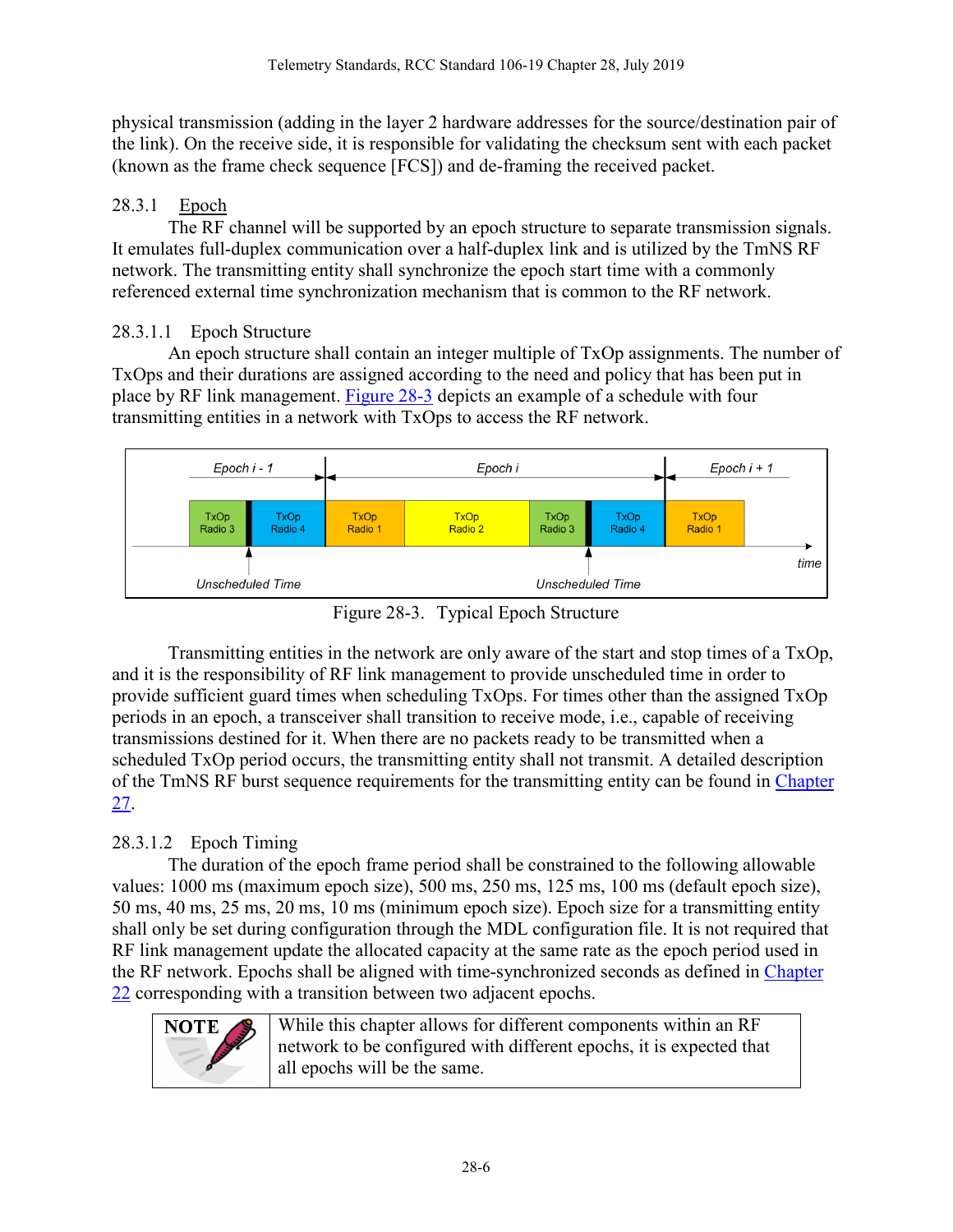physical transmission (adding in the layer 2 hardware addresses for the source/destination pair of the link). On the receive side, it is responsible for validating the checksum sent with each packet (known as the frame check sequence [FCS]) and de-framing the received packet.

### 28.3.1 Epoch

The RF channel will be supported by an epoch structure to separate transmission signals. It emulates full-duplex communication over a half-duplex link and is utilized by the TmNS RF network. The transmitting entity shall synchronize the epoch start time with a commonly referenced external time synchronization mechanism that is common to the RF network.

#### 28.3.1.1 Epoch Structure

An epoch structure shall contain an integer multiple of TxOp assignments. The number of TxOps and their durations are assigned according to the need and policy that has been put in place by RF link management. Figure 28-3 depicts an example of a schedule with four transmitting entities in a network with TxOps to access the RF network.

Figure 28-3. Typical Epoch Structure

Transmitting entities in the network are only aware of the start and stop times of a TxOp, and it is the responsibility of RF link management to provide unscheduled time in order to provide sufficient guard times when scheduling TxOps. For times other than the assigned TxOp periods in an epoch, a transceiver shall transition to receive mode, i.e., capable of receiving transmissions destined for it. When there are no packets ready to be transmitted when a scheduled TxOp period occurs, the transmitting entity shall not transmit. A detailed description of the TmNS RF burst sequence requirements for the transmitting entity can be found in Chapter 27.

#### 28.3.1.2 Epoch Timing

The duration of the epoch frame period shall be constrained to the following allowable values: 1000 ms (maximum epoch size), 500 ms, 250 ms, 125 ms, 100 ms (default epoch size), 50 ms, 40 ms, 25 ms, 20 ms, 10 ms (minimum epoch size). Epoch size for a transmitting entity shall only be set during configuration through the MDL configuration file. It is not required that RF link management update the allocated capacity at the same rate as the epoch period used in the RF network. Epochs shall be aligned with time-synchronized seconds as defined in Chapter 22 corresponding with a transition between two adjacent epochs.

| NOTE | While this chapter allows for different components within an RF network to be configured with different epochs, it is expected that all epochs will be the same. |
|---|---|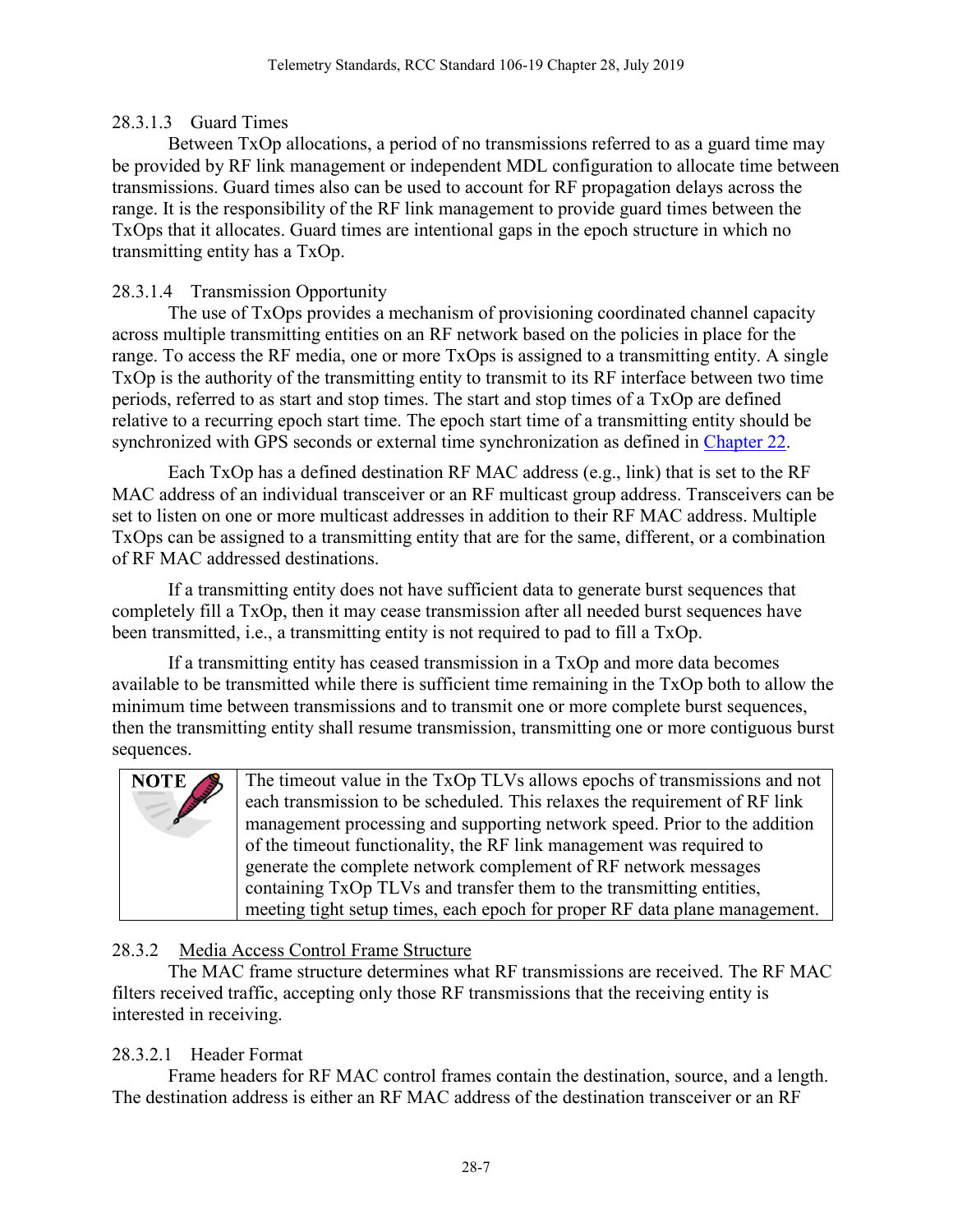#### 28.3.1.3 Guard Times

Between TxOp allocations, a period of no transmissions referred to as a guard time may be provided by RF link management or independent MDL configuration to allocate time between transmissions. Guard times also can be used to account for RF propagation delays across the range. It is the responsibility of the RF link management to provide guard times between the TxOps that it allocates. Guard times are intentional gaps in the epoch structure in which no transmitting entity has a TxOp.

#### 28.3.1.4 Transmission Opportunity

The use of TxOps provides a mechanism of provisioning coordinated channel capacity across multiple transmitting entities on an RF network based on the policies in place for the range. To access the RF media, one or more TxOps is assigned to a transmitting entity. A single TxOp is the authority of the transmitting entity to transmit to its RF interface between two time periods, referred to as start and stop times. The start and stop times of a TxOp are defined relative to a recurring epoch start time. The epoch start time of a transmitting entity should be synchronized with GPS seconds or external time synchronization as defined in Chapter 22.

Each TxOp has a defined destination RF MAC address (e.g., link) that is set to the RF MAC address of an individual transceiver or an RF multicast group address. Transceivers can be set to listen on one or more multicast addresses in addition to their RF MAC address. Multiple TxOps can be assigned to a transmitting entity that are for the same, different, or a combination of RF MAC addressed destinations.

If a transmitting entity does not have sufficient data to generate burst sequences that completely fill a TxOp, then it may cease transmission after all needed burst sequences have been transmitted, i.e., a transmitting entity is not required to pad to fill a TxOp.

If a transmitting entity has ceased transmission in a TxOp and more data becomes available to be transmitted while there is sufficient time remaining in the TxOp both to allow the minimum time between transmissions and to transmit one or more complete burst sequences, then the transmitting entity shall resume transmission, transmitting one or more contiguous burst sequences.

| NOTE | The timeout value in the TxOp TLVs allows epochs of transmissions and not each transmission to be scheduled. This relaxes the requirement of RF link management processing and supporting network speed. Prior to the addition of the timeout functionality, the RF link management was required to generate the complete network complement of RF network messages containing TxOp TLVs and transfer them to the transmitting entities, meeting tight setup times, each epoch for proper RF data plane management. |
|---|---|

### 28.3.2 Media Access Control Frame Structure

The MAC frame structure determines what RF transmissions are received. The RF MAC filters received traffic, accepting only those RF transmissions that the receiving entity is interested in receiving.

#### 28.3.2.1 Header Format

Frame headers for RF MAC control frames contain the destination, source, and a length. The destination address is either an RF MAC address of the destination transceiver or an RF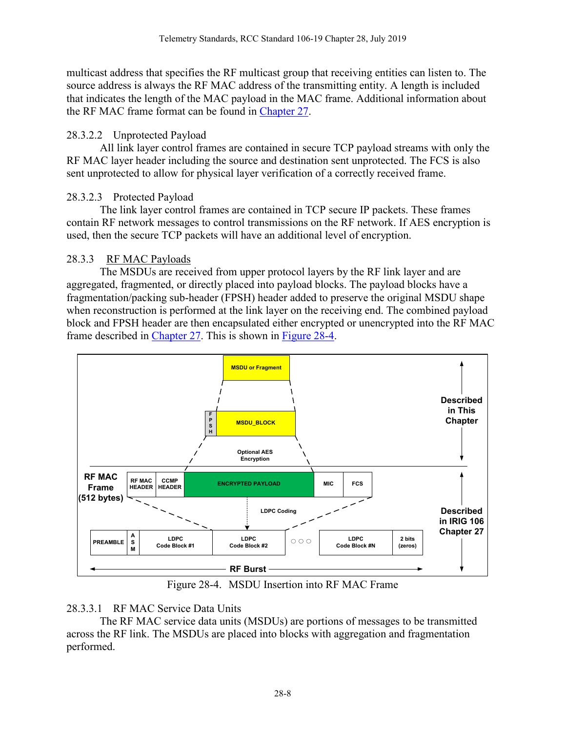multicast address that specifies the RF multicast group that receiving entities can listen to. The source address is always the RF MAC address of the transmitting entity. A length is included that indicates the length of the MAC payload in the MAC frame. Additional information about the RF MAC frame format can be found in Chapter 27.

#### 28.3.2.2 Unprotected Payload

All link layer control frames are contained in secure TCP payload streams with only the RF MAC layer header including the source and destination sent unprotected. The FCS is also sent unprotected to allow for physical layer verification of a correctly received frame.

#### 28.3.2.3 Protected Payload

The link layer control frames are contained in TCP secure IP packets. These frames contain RF network messages to control transmissions on the RF network. If AES encryption is used, then the secure TCP packets will have an additional level of encryption.

### 28.3.3 RF MAC Payloads

The MSDUs are received from upper protocol layers by the RF link layer and are aggregated, fragmented, or directly placed into payload blocks. The payload blocks have a fragmentation/packing sub-header (FPSH) header added to preserve the original MSDU shape when reconstruction is performed at the link layer on the receiving end. The combined payload block and FPSH header are then encapsulated either encrypted or unencrypted into the RF MAC frame described in Chapter 27. This is shown in Figure 28-4.

Figure 28-4. MSDU Insertion into RF MAC Frame

#### 28.3.3.1 RF MAC Service Data Units

The RF MAC service data units (MSDUs) are portions of messages to be transmitted across the RF link. The MSDUs are placed into blocks with aggregation and fragmentation performed.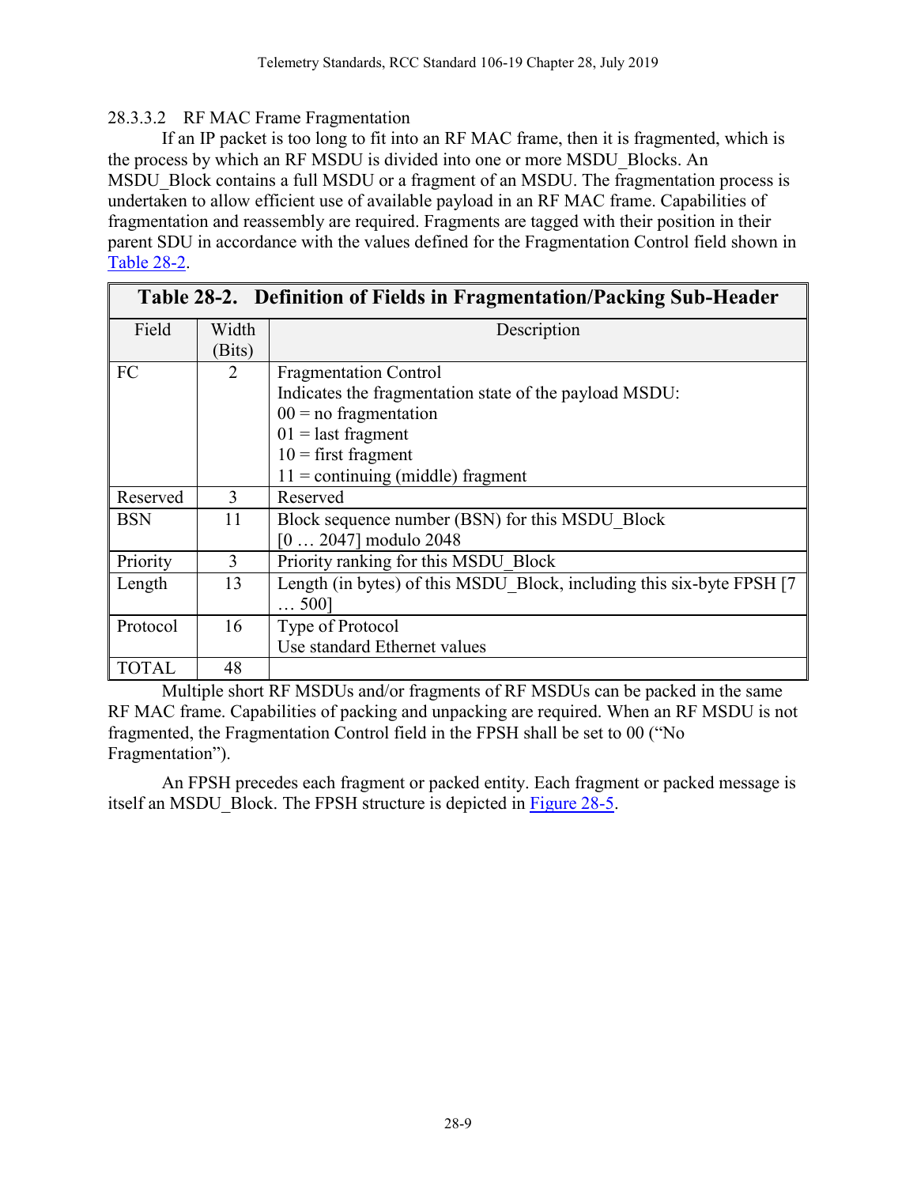### 28.3.3.2 RF MAC Frame Fragmentation

If an IP packet is too long to fit into an RF MAC frame, then it is fragmented, which is the process by which an RF MSDU is divided into one or more MSDU_Blocks. An MSDU_Block contains a full MSDU or a fragment of an MSDU. The fragmentation process is undertaken to allow efficient use of available payload in an RF MAC frame. Capabilities of fragmentation and reassembly are required. Fragments are tagged with their position in their parent SDU in accordance with the values defined for the Fragmentation Control field shown in Table 28-2.

**Table 28-2. Definition of Fields in Fragmentation/Packing Sub-Header**

| Field | Width (Bits) | Description |
|---|---|---|
| FC | 2 | Fragmentation Control<br>Indicates the fragmentation state of the payload MSDU:<br>00 = no fragmentation<br>01 = last fragment<br>10 = first fragment<br>11 = continuing (middle) fragment |
| Reserved | 3 | Reserved |
| BSN | 11 | Block sequence number (BSN) for this MSDU_Block<br>[0 … 2047] modulo 2048 |
| Priority | 3 | Priority ranking for this MSDU_Block |
| Length | 13 | Length (in bytes) of this MSDU_Block, including this six-byte FPSH [7 … 500] |
| Protocol | 16 | Type of Protocol<br>Use standard Ethernet values |
| TOTAL | 48 | |

Multiple short RF MSDUs and/or fragments of RF MSDUs can be packed in the same RF MAC frame. Capabilities of packing and unpacking are required. When an RF MSDU is not fragmented, the Fragmentation Control field in the FPSH shall be set to 00 ("No Fragmentation").

An FPSH precedes each fragment or packed entity. Each fragment or packed message is itself an MSDU_Block. The FPSH structure is depicted in Figure 28-5.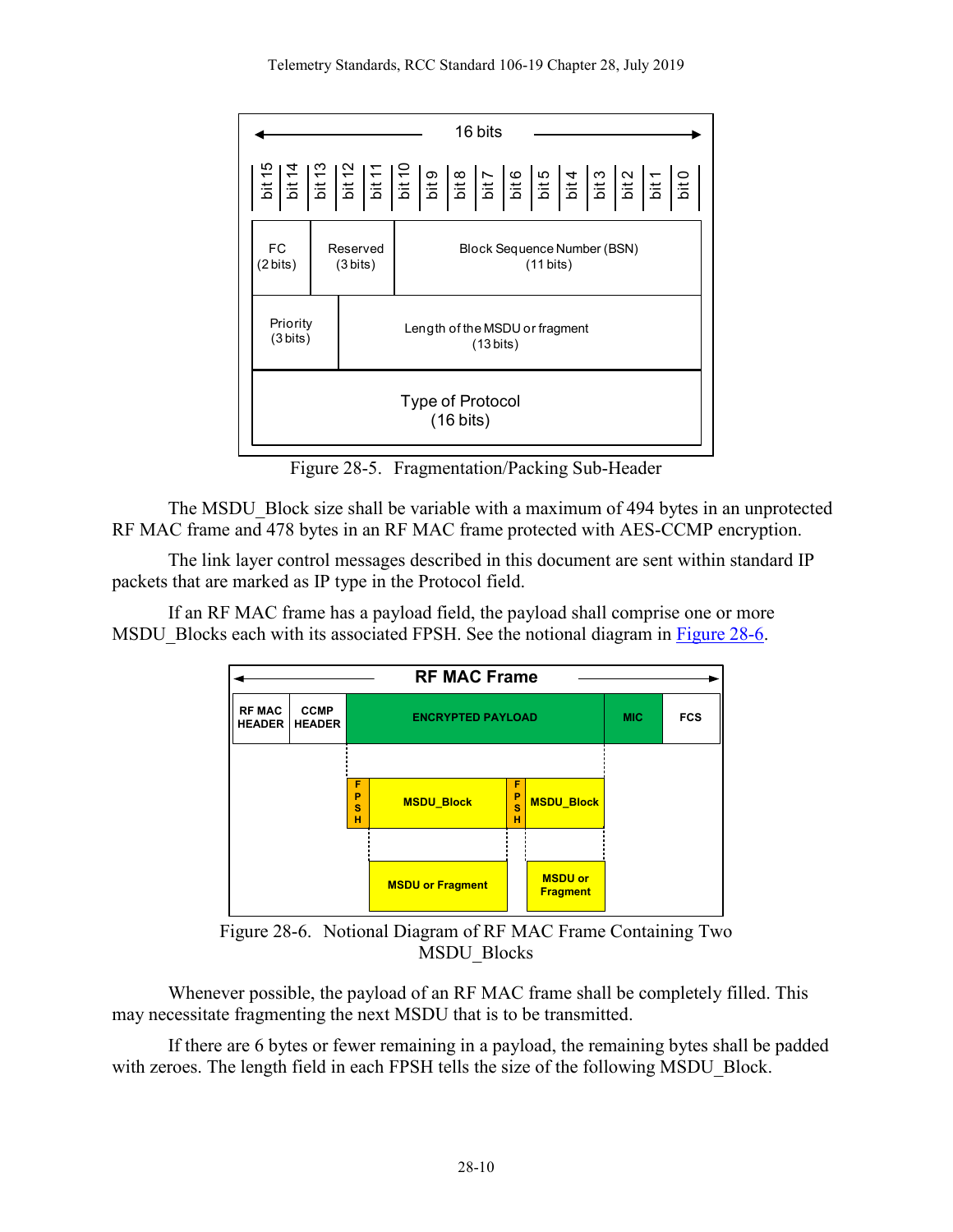| bit 15 | bit 14 | bit 13 | bit 12 | bit 11 | bit 10 | bit 9 | bit 8 | bit 7 | bit 6 | bit 5 | bit 4 | bit 3 | bit 2 | bit 1 | bit 0 |
|---|---|---|---|---|---|---|---|---|---|---|---|---|---|---|---|
| FC (2 bits) | | Reserved (3 bits) | | | Block Sequence Number (BSN) (11 bits) | | | | | | | | | | |
| Priority (3 bits) | | | Length of the MSDU or fragment (13 bits) | | | | | | | | | | | | |
| Type of Protocol (16 bits) | | | | | | | | | | | | | | | |

Figure 28-5. Fragmentation/Packing Sub-Header

The MSDU_Block size shall be variable with a maximum of 494 bytes in an unprotected RF MAC frame and 478 bytes in an RF MAC frame protected with AES-CCMP encryption.

The link layer control messages described in this document are sent within standard IP packets that are marked as IP type in the Protocol field.

If an RF MAC frame has a payload field, the payload shall comprise one or more MSDU_Blocks each with its associated FPSH. See the notional diagram in Figure 28-6.

| RF MAC HEADER | CCMP HEADER | ENCRYPTED PAYLOAD | MIC | FCS |
|---|---|---|---|---|

Figure 28-6. Notional Diagram of RF MAC Frame Containing Two MSDU_Blocks

Whenever possible, the payload of an RF MAC frame shall be completely filled. This may necessitate fragmenting the next MSDU that is to be transmitted.

If there are 6 bytes or fewer remaining in a payload, the remaining bytes shall be padded with zeroes. The length field in each FPSH tells the size of the following MSDU_Block.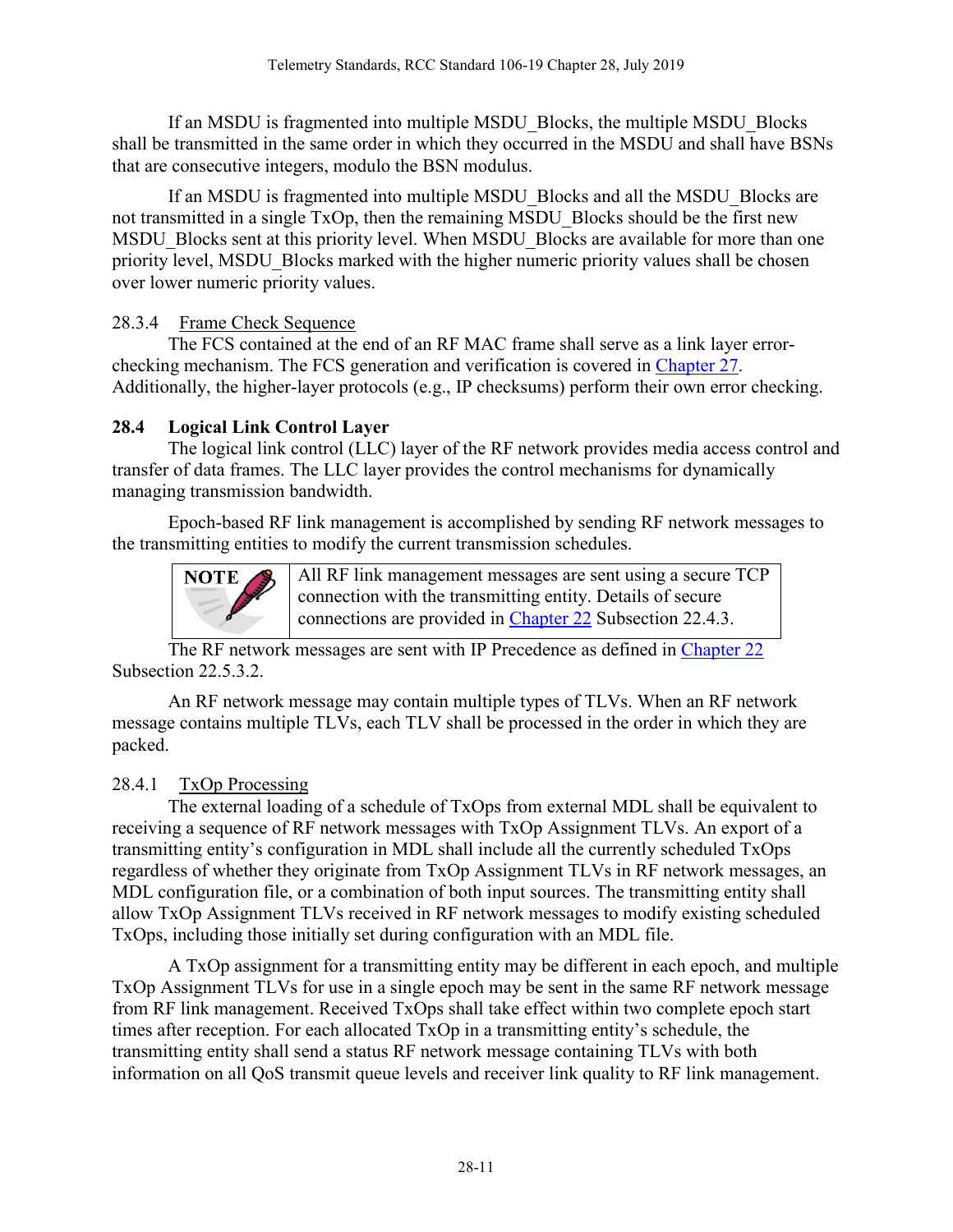If an MSDU is fragmented into multiple MSDU_Blocks, the multiple MSDU_Blocks shall be transmitted in the same order in which they occurred in the MSDU and shall have BSNs that are consecutive integers, modulo the BSN modulus.

If an MSDU is fragmented into multiple MSDU_Blocks and all the MSDU_Blocks are not transmitted in a single TxOp, then the remaining MSDU_Blocks should be the first new MSDU_Blocks sent at this priority level. When MSDU_Blocks are available for more than one priority level, MSDU_Blocks marked with the higher numeric priority values shall be chosen over lower numeric priority values.

### 28.3.4 Frame Check Sequence

The FCS contained at the end of an RF MAC frame shall serve as a link layer error-checking mechanism. The FCS generation and verification is covered in Chapter 27. Additionally, the higher-layer protocols (e.g., IP checksums) perform their own error checking.

## 28.4 Logical Link Control Layer

The logical link control (LLC) layer of the RF network provides media access control and transfer of data frames. The LLC layer provides the control mechanisms for dynamically managing transmission bandwidth.

Epoch-based RF link management is accomplished by sending RF network messages to the transmitting entities to modify the current transmission schedules.

| NOTE | All RF link management messages are sent using a secure TCP connection with the transmitting entity. Details of secure connections are provided in Chapter 22 Subsection 22.4.3. |
|---|---|

The RF network messages are sent with IP Precedence as defined in Chapter 22 Subsection 22.5.3.2.

An RF network message may contain multiple types of TLVs. When an RF network message contains multiple TLVs, each TLV shall be processed in the order in which they are packed.

### 28.4.1 TxOp Processing

The external loading of a schedule of TxOps from external MDL shall be equivalent to receiving a sequence of RF network messages with TxOp Assignment TLVs. An export of a transmitting entity's configuration in MDL shall include all the currently scheduled TxOps regardless of whether they originate from TxOp Assignment TLVs in RF network messages, an MDL configuration file, or a combination of both input sources. The transmitting entity shall allow TxOp Assignment TLVs received in RF network messages to modify existing scheduled TxOps, including those initially set during configuration with an MDL file.

A TxOp assignment for a transmitting entity may be different in each epoch, and multiple TxOp Assignment TLVs for use in a single epoch may be sent in the same RF network message from RF link management. Received TxOps shall take effect within two complete epoch start times after reception. For each allocated TxOp in a transmitting entity's schedule, the transmitting entity shall send a status RF network message containing TLVs with both information on all QoS transmit queue levels and receiver link quality to RF link management.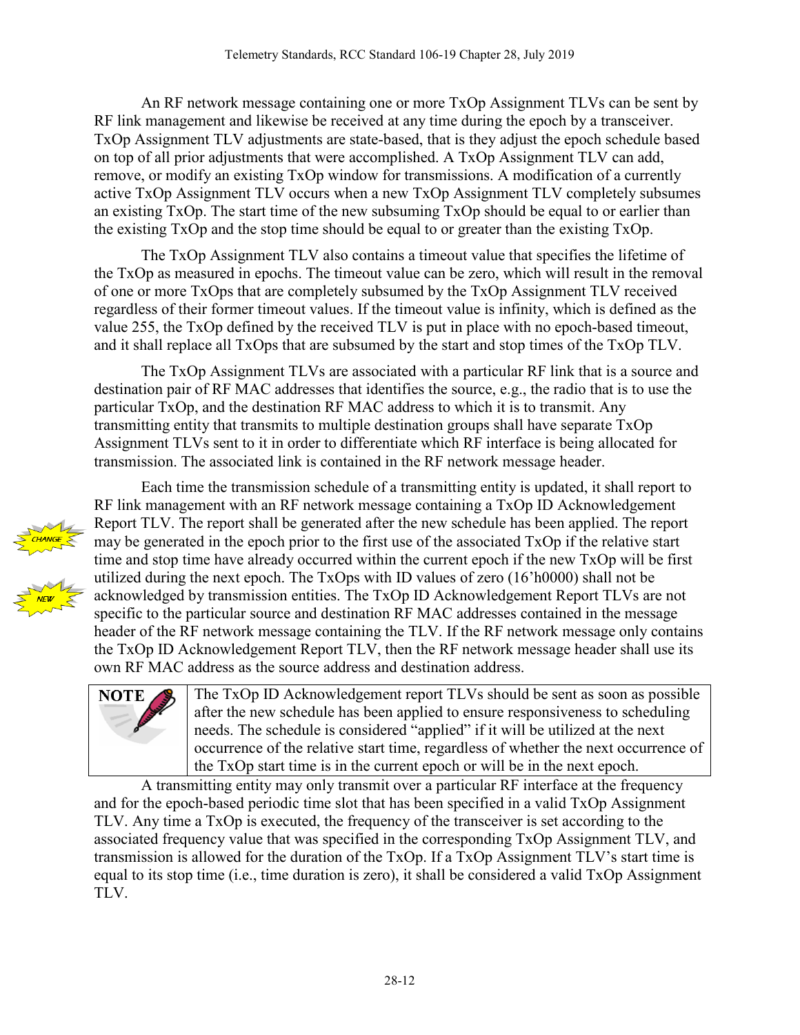An RF network message containing one or more TxOp Assignment TLVs can be sent by RF link management and likewise be received at any time during the epoch by a transceiver. TxOp Assignment TLV adjustments are state-based, that is they adjust the epoch schedule based on top of all prior adjustments that were accomplished. A TxOp Assignment TLV can add, remove, or modify an existing TxOp window for transmissions. A modification of a currently active TxOp Assignment TLV occurs when a new TxOp Assignment TLV completely subsumes an existing TxOp. The start time of the new subsuming TxOp should be equal to or earlier than the existing TxOp and the stop time should be equal to or greater than the existing TxOp.

The TxOp Assignment TLV also contains a timeout value that specifies the lifetime of the TxOp as measured in epochs. The timeout value can be zero, which will result in the removal of one or more TxOps that are completely subsumed by the TxOp Assignment TLV received regardless of their former timeout values. If the timeout value is infinity, which is defined as the value 255, the TxOp defined by the received TLV is put in place with no epoch-based timeout, and it shall replace all TxOps that are subsumed by the start and stop times of the TxOp TLV.

The TxOp Assignment TLVs are associated with a particular RF link that is a source and destination pair of RF MAC addresses that identifies the source, e.g., the radio that is to use the particular TxOp, and the destination RF MAC address to which it is to transmit. Any transmitting entity that transmits to multiple destination groups shall have separate TxOp Assignment TLVs sent to it in order to differentiate which RF interface is being allocated for transmission. The associated link is contained in the RF network message header.

Each time the transmission schedule of a transmitting entity is updated, it shall report to RF link management with an RF network message containing a TxOp ID Acknowledgement Report TLV. The report shall be generated after the new schedule has been applied. The report may be generated in the epoch prior to the first use of the associated TxOp if the relative start time and stop time have already occurred within the current epoch if the new TxOp will be first utilized during the next epoch. The TxOps with ID values of zero (16'h0000) shall not be acknowledged by transmission entities. The TxOp ID Acknowledgement Report TLVs are not specific to the particular source and destination RF MAC addresses contained in the message header of the RF network message containing the TLV. If the RF network message only contains the TxOp ID Acknowledgement Report TLV, then the RF network message header shall use its own RF MAC address as the source address and destination address.

| **NOTE** | The TxOp ID Acknowledgement report TLVs should be sent as soon as possible after the new schedule has been applied to ensure responsiveness to scheduling needs. The schedule is considered "applied" if it will be utilized at the next occurrence of the relative start time, regardless of whether the next occurrence of the TxOp start time is in the current epoch or will be in the next epoch. |
|---|---|

A transmitting entity may only transmit over a particular RF interface at the frequency and for the epoch-based periodic time slot that has been specified in a valid TxOp Assignment TLV. Any time a TxOp is executed, the frequency of the transceiver is set according to the associated frequency value that was specified in the corresponding TxOp Assignment TLV, and transmission is allowed for the duration of the TxOp. If a TxOp Assignment TLV's start time is equal to its stop time (i.e., time duration is zero), it shall be considered a valid TxOp Assignment TLV.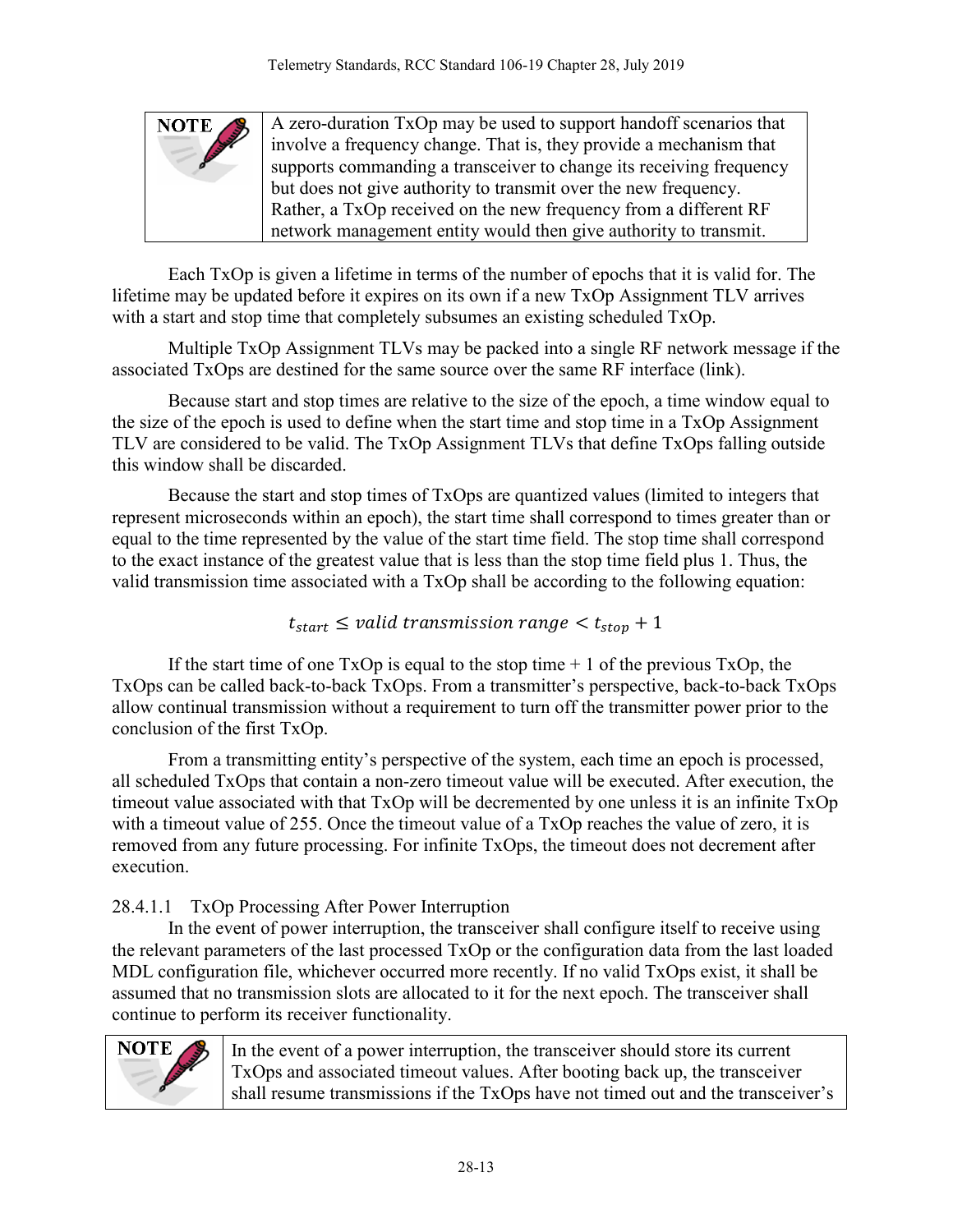> **NOTE** A zero-duration TxOp may be used to support handoff scenarios that involve a frequency change. That is, they provide a mechanism that supports commanding a transceiver to change its receiving frequency but does not give authority to transmit over the new frequency. Rather, a TxOp received on the new frequency from a different RF network management entity would then give authority to transmit.

Each TxOp is given a lifetime in terms of the number of epochs that it is valid for. The lifetime may be updated before it expires on its own if a new TxOp Assignment TLV arrives with a start and stop time that completely subsumes an existing scheduled TxOp.

Multiple TxOp Assignment TLVs may be packed into a single RF network message if the associated TxOps are destined for the same source over the same RF interface (link).

Because start and stop times are relative to the size of the epoch, a time window equal to the size of the epoch is used to define when the start time and stop time in a TxOp Assignment TLV are considered to be valid. The TxOp Assignment TLVs that define TxOps falling outside this window shall be discarded.

Because the start and stop times of TxOps are quantized values (limited to integers that represent microseconds within an epoch), the start time shall correspond to times greater than or equal to the time represented by the value of the start time field. The stop time shall correspond to the exact instance of the greatest value that is less than the stop time field plus 1. Thus, the valid transmission time associated with a TxOp shall be according to the following equation:

$$t_{start} \leq valid\ transmission\ range < t_{stop} + 1$$

If the start time of one TxOp is equal to the stop time + 1 of the previous TxOp, the TxOps can be called back-to-back TxOps. From a transmitter's perspective, back-to-back TxOps allow continual transmission without a requirement to turn off the transmitter power prior to the conclusion of the first TxOp.

From a transmitting entity's perspective of the system, each time an epoch is processed, all scheduled TxOps that contain a non-zero timeout value will be executed. After execution, the timeout value associated with that TxOp will be decremented by one unless it is an infinite TxOp with a timeout value of 255. Once the timeout value of a TxOp reaches the value of zero, it is removed from any future processing. For infinite TxOps, the timeout does not decrement after execution.

#### 28.4.1.1 TxOp Processing After Power Interruption

In the event of power interruption, the transceiver shall configure itself to receive using the relevant parameters of the last processed TxOp or the configuration data from the last loaded MDL configuration file, whichever occurred more recently. If no valid TxOps exist, it shall be assumed that no transmission slots are allocated to it for the next epoch. The transceiver shall continue to perform its receiver functionality.

> **NOTE** In the event of a power interruption, the transceiver should store its current TxOps and associated timeout values. After booting back up, the transceiver shall resume transmissions if the TxOps have not timed out and the transceiver's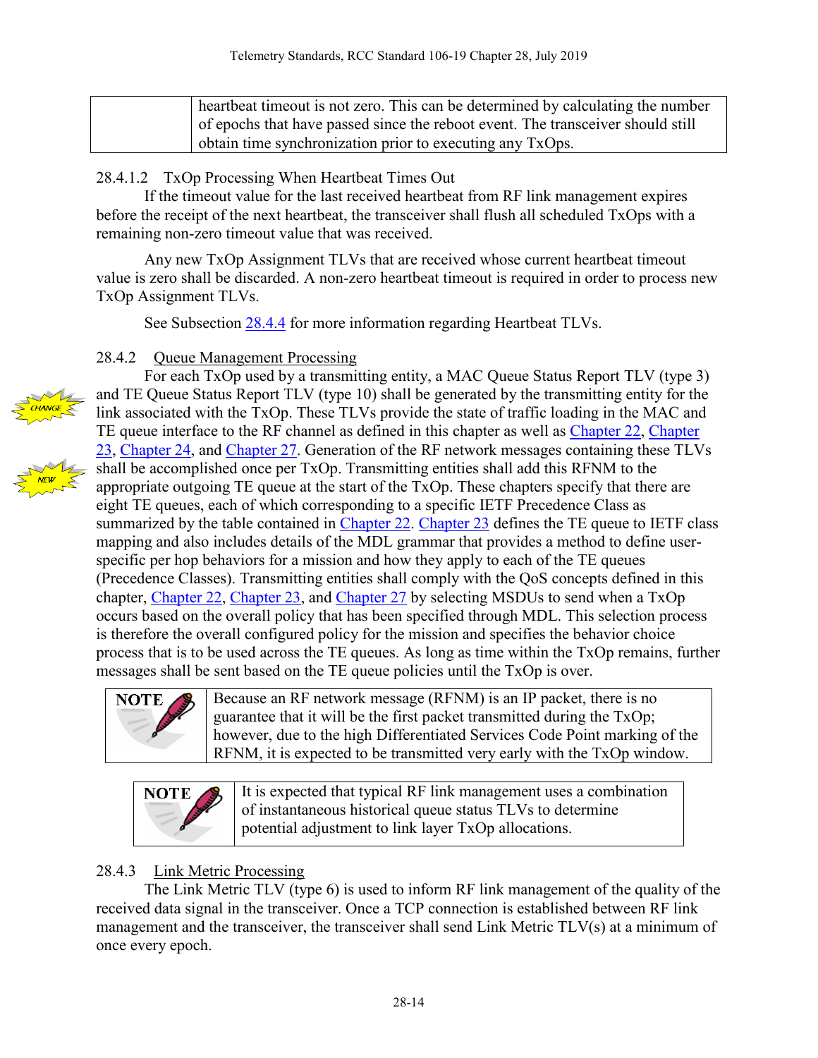| | heartbeat timeout is not zero. This can be determined by calculating the number of epochs that have passed since the reboot event. The transceiver should still obtain time synchronization prior to executing any TxOps. |
|---|---|

#### 28.4.1.2 TxOp Processing When Heartbeat Times Out

If the timeout value for the last received heartbeat from RF link management expires before the receipt of the next heartbeat, the transceiver shall flush all scheduled TxOps with a remaining non-zero timeout value that was received.

Any new TxOp Assignment TLVs that are received whose current heartbeat timeout value is zero shall be discarded. A non-zero heartbeat timeout is required in order to process new TxOp Assignment TLVs.

See Subsection 28.4.4 for more information regarding Heartbeat TLVs.

### 28.4.2 Queue Management Processing

For each TxOp used by a transmitting entity, a MAC Queue Status Report TLV (type 3) and TE Queue Status Report TLV (type 10) shall be generated by the transmitting entity for the link associated with the TxOp. These TLVs provide the state of traffic loading in the MAC and TE queue interface to the RF channel as defined in this chapter as well as Chapter 22, Chapter 23, Chapter 24, and Chapter 27. Generation of the RF network messages containing these TLVs shall be accomplished once per TxOp. Transmitting entities shall add this RFNM to the appropriate outgoing TE queue at the start of the TxOp. These chapters specify that there are eight TE queues, each of which corresponding to a specific IETF Precedence Class as summarized by the table contained in Chapter 22. Chapter 23 defines the TE queue to IETF class mapping and also includes details of the MDL grammar that provides a method to define user-specific per hop behaviors for a mission and how they apply to each of the TE queues (Precedence Classes). Transmitting entities shall comply with the QoS concepts defined in this chapter, Chapter 22, Chapter 23, and Chapter 27 by selecting MSDUs to send when a TxOp occurs based on the overall policy that has been specified through MDL. This selection process is therefore the overall configured policy for the mission and specifies the behavior choice process that is to be used across the TE queues. As long as time within the TxOp remains, further messages shall be sent based on the TE queue policies until the TxOp is over.

| NOTE | Because an RF network message (RFNM) is an IP packet, there is no guarantee that it will be the first packet transmitted during the TxOp; however, due to the high Differentiated Services Code Point marking of the RFNM, it is expected to be transmitted very early with the TxOp window. |
|---|---|

| NOTE | It is expected that typical RF link management uses a combination of instantaneous historical queue status TLVs to determine potential adjustment to link layer TxOp allocations. |
|---|---|

### 28.4.3 Link Metric Processing

The Link Metric TLV (type 6) is used to inform RF link management of the quality of the received data signal in the transceiver. Once a TCP connection is established between RF link management and the transceiver, the transceiver shall send Link Metric TLV(s) at a minimum of once every epoch.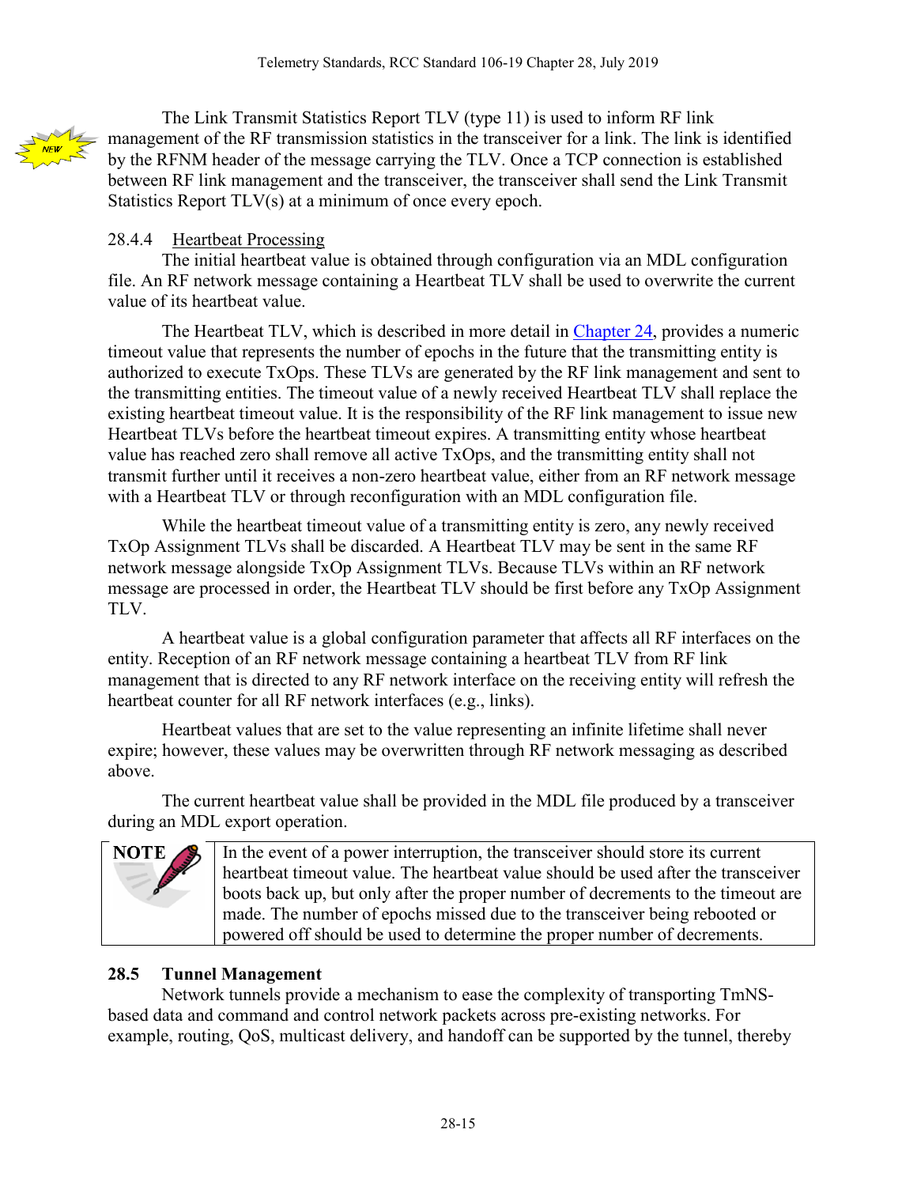The Link Transmit Statistics Report TLV (type 11) is used to inform RF link management of the RF transmission statistics in the transceiver for a link. The link is identified by the RFNM header of the message carrying the TLV. Once a TCP connection is established between RF link management and the transceiver, the transceiver shall send the Link Transmit Statistics Report TLV(s) at a minimum of once every epoch.

### 28.4.4 Heartbeat Processing

The initial heartbeat value is obtained through configuration via an MDL configuration file. An RF network message containing a Heartbeat TLV shall be used to overwrite the current value of its heartbeat value.

The Heartbeat TLV, which is described in more detail in Chapter 24, provides a numeric timeout value that represents the number of epochs in the future that the transmitting entity is authorized to execute TxOps. These TLVs are generated by the RF link management and sent to the transmitting entities. The timeout value of a newly received Heartbeat TLV shall replace the existing heartbeat timeout value. It is the responsibility of the RF link management to issue new Heartbeat TLVs before the heartbeat timeout expires. A transmitting entity whose heartbeat value has reached zero shall remove all active TxOps, and the transmitting entity shall not transmit further until it receives a non-zero heartbeat value, either from an RF network message with a Heartbeat TLV or through reconfiguration with an MDL configuration file.

While the heartbeat timeout value of a transmitting entity is zero, any newly received TxOp Assignment TLVs shall be discarded. A Heartbeat TLV may be sent in the same RF network message alongside TxOp Assignment TLVs. Because TLVs within an RF network message are processed in order, the Heartbeat TLV should be first before any TxOp Assignment TLV.

A heartbeat value is a global configuration parameter that affects all RF interfaces on the entity. Reception of an RF network message containing a heartbeat TLV from RF link management that is directed to any RF network interface on the receiving entity will refresh the heartbeat counter for all RF network interfaces (e.g., links).

Heartbeat values that are set to the value representing an infinite lifetime shall never expire; however, these values may be overwritten through RF network messaging as described above.

The current heartbeat value shall be provided in the MDL file produced by a transceiver during an MDL export operation.

| NOTE | In the event of a power interruption, the transceiver should store its current heartbeat timeout value. The heartbeat value should be used after the transceiver boots back up, but only after the proper number of decrements to the timeout are made. The number of epochs missed due to the transceiver being rebooted or powered off should be used to determine the proper number of decrements. |
|---|---|

## 28.5 Tunnel Management

Network tunnels provide a mechanism to ease the complexity of transporting TmNS-based data and command and control network packets across pre-existing networks. For example, routing, QoS, multicast delivery, and handoff can be supported by the tunnel, thereby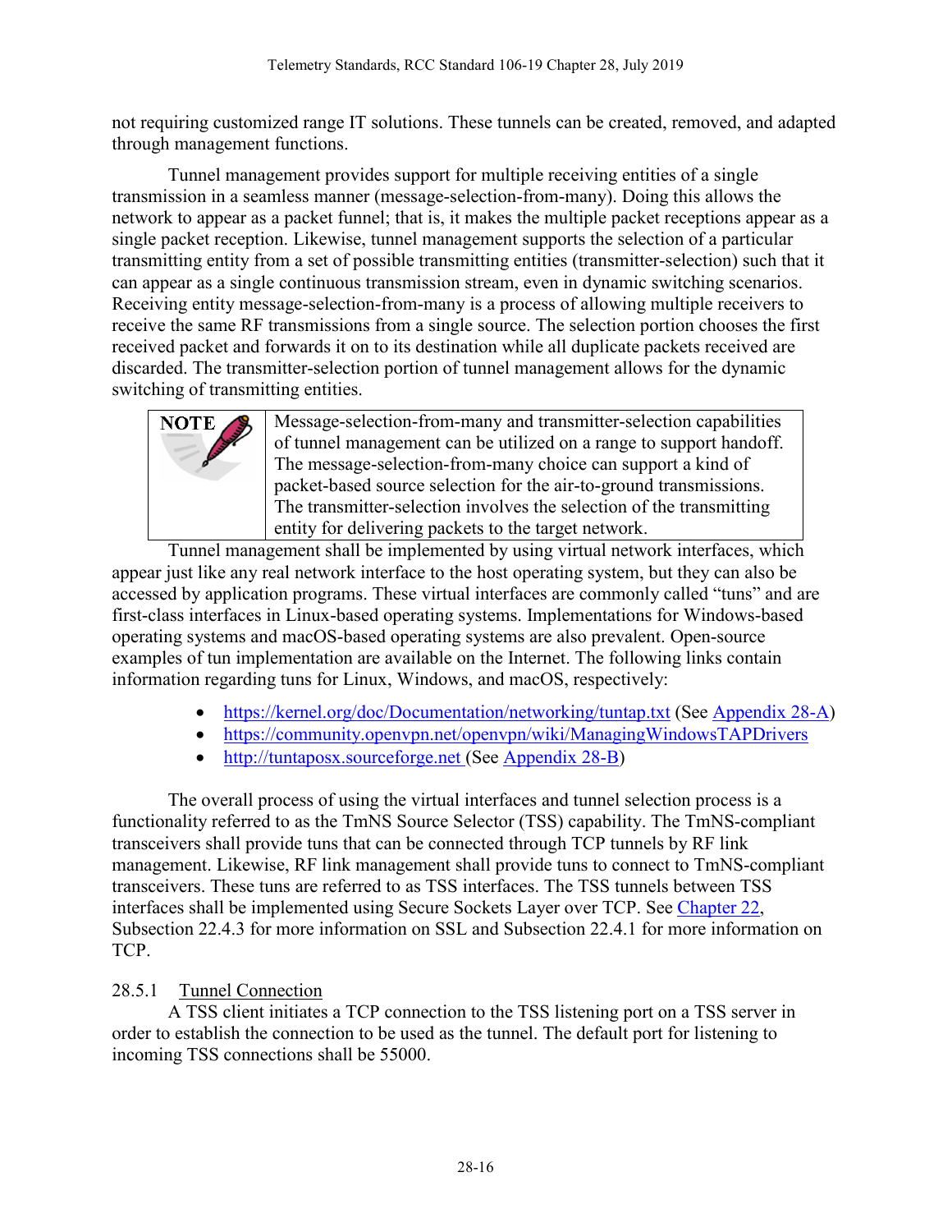not requiring customized range IT solutions. These tunnels can be created, removed, and adapted through management functions.

Tunnel management provides support for multiple receiving entities of a single transmission in a seamless manner (message-selection-from-many). Doing this allows the network to appear as a packet funnel; that is, it makes the multiple packet receptions appear as a single packet reception. Likewise, tunnel management supports the selection of a particular transmitting entity from a set of possible transmitting entities (transmitter-selection) such that it can appear as a single continuous transmission stream, even in dynamic switching scenarios. Receiving entity message-selection-from-many is a process of allowing multiple receivers to receive the same RF transmissions from a single source. The selection portion chooses the first received packet and forwards it on to its destination while all duplicate packets received are discarded. The transmitter-selection portion of tunnel management allows for the dynamic switching of transmitting entities.

| NOTE | Message-selection-from-many and transmitter-selection capabilities of tunnel management can be utilized on a range to support handoff. The message-selection-from-many choice can support a kind of packet-based source selection for the air-to-ground transmissions. The transmitter-selection involves the selection of the transmitting entity for delivering packets to the target network. |
|---|---|

Tunnel management shall be implemented by using virtual network interfaces, which appear just like any real network interface to the host operating system, but they can also be accessed by application programs. These virtual interfaces are commonly called "tuns" and are first-class interfaces in Linux-based operating systems. Implementations for Windows-based operating systems and macOS-based operating systems are also prevalent. Open-source examples of tun implementation are available on the Internet. The following links contain information regarding tuns for Linux, Windows, and macOS, respectively:

- https://kernel.org/doc/Documentation/networking/tuntap.txt (See Appendix 28-A)
- https://community.openvpn.net/openvpn/wiki/ManagingWindowsTAPDrivers
- http://tuntaposx.sourceforge.net (See Appendix 28-B)

The overall process of using the virtual interfaces and tunnel selection process is a functionality referred to as the TmNS Source Selector (TSS) capability. The TmNS-compliant transceivers shall provide tuns that can be connected through TCP tunnels by RF link management. Likewise, RF link management shall provide tuns to connect to TmNS-compliant transceivers. These tuns are referred to as TSS interfaces. The TSS tunnels between TSS interfaces shall be implemented using Secure Sockets Layer over TCP. See Chapter 22, Subsection 22.4.3 for more information on SSL and Subsection 22.4.1 for more information on TCP.

### 28.5.1 Tunnel Connection

A TSS client initiates a TCP connection to the TSS listening port on a TSS server in order to establish the connection to be used as the tunnel. The default port for listening to incoming TSS connections shall be 55000.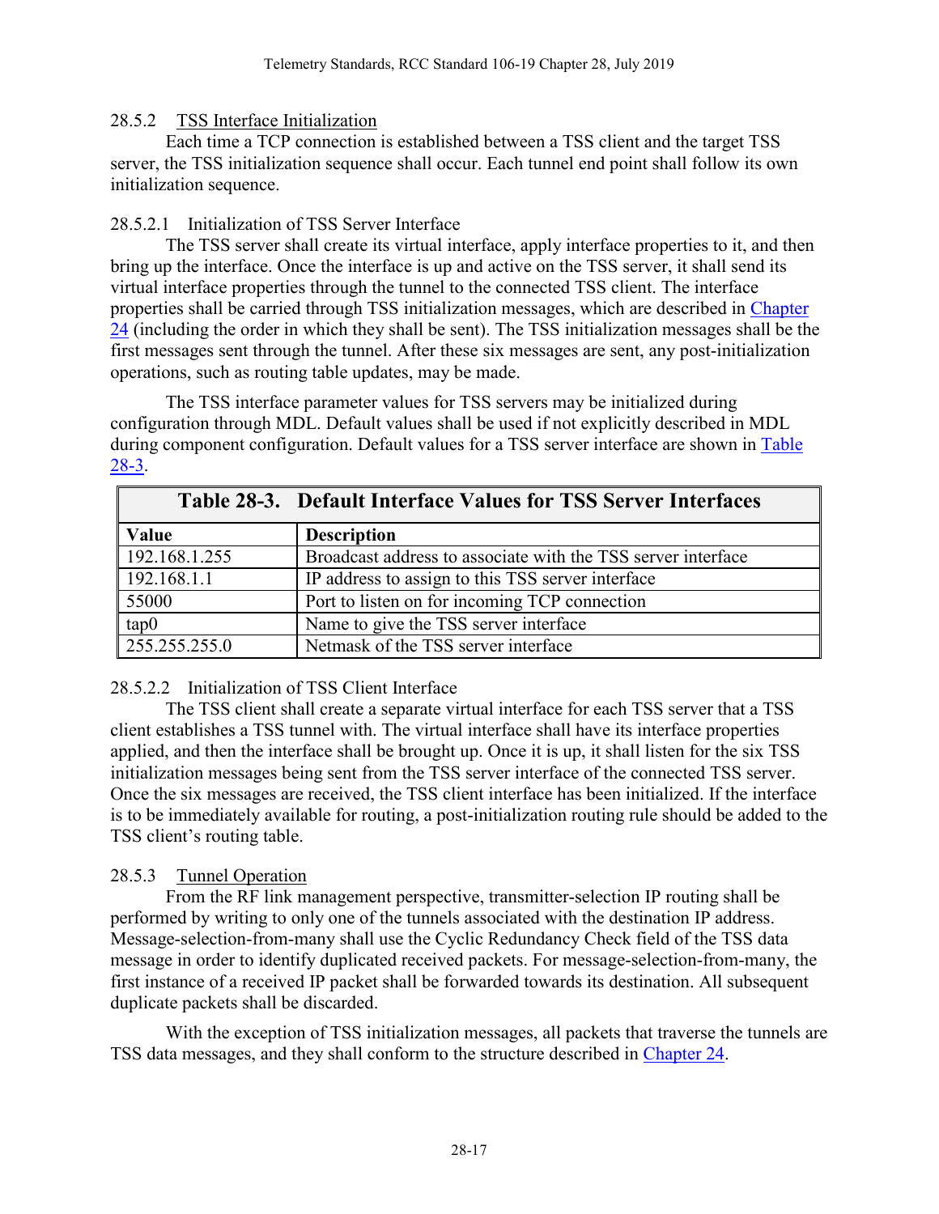### 28.5.2 TSS Interface Initialization

Each time a TCP connection is established between a TSS client and the target TSS server, the TSS initialization sequence shall occur. Each tunnel end point shall follow its own initialization sequence.

#### 28.5.2.1 Initialization of TSS Server Interface

The TSS server shall create its virtual interface, apply interface properties to it, and then bring up the interface. Once the interface is up and active on the TSS server, it shall send its virtual interface properties through the tunnel to the connected TSS client. The interface properties shall be carried through TSS initialization messages, which are described in Chapter 24 (including the order in which they shall be sent). The TSS initialization messages shall be the first messages sent through the tunnel. After these six messages are sent, any post-initialization operations, such as routing table updates, may be made.

The TSS interface parameter values for TSS servers may be initialized during configuration through MDL. Default values shall be used if not explicitly described in MDL during component configuration. Default values for a TSS server interface are shown in Table 28-3.

**Table 28-3. Default Interface Values for TSS Server Interfaces**

| Value | Description |
|---|---|
| 192.168.1.255 | Broadcast address to associate with the TSS server interface |
| 192.168.1.1 | IP address to assign to this TSS server interface |
| 55000 | Port to listen on for incoming TCP connection |
| tap0 | Name to give the TSS server interface |
| 255.255.255.0 | Netmask of the TSS server interface |

#### 28.5.2.2 Initialization of TSS Client Interface

The TSS client shall create a separate virtual interface for each TSS server that a TSS client establishes a TSS tunnel with. The virtual interface shall have its interface properties applied, and then the interface shall be brought up. Once it is up, it shall listen for the six TSS initialization messages being sent from the TSS server interface of the connected TSS server. Once the six messages are received, the TSS client interface has been initialized. If the interface is to be immediately available for routing, a post-initialization routing rule should be added to the TSS client's routing table.

### 28.5.3 Tunnel Operation

From the RF link management perspective, transmitter-selection IP routing shall be performed by writing to only one of the tunnels associated with the destination IP address. Message-selection-from-many shall use the Cyclic Redundancy Check field of the TSS data message in order to identify duplicated received packets. For message-selection-from-many, the first instance of a received IP packet shall be forwarded towards its destination. All subsequent duplicate packets shall be discarded.

With the exception of TSS initialization messages, all packets that traverse the tunnels are TSS data messages, and they shall conform to the structure described in Chapter 24.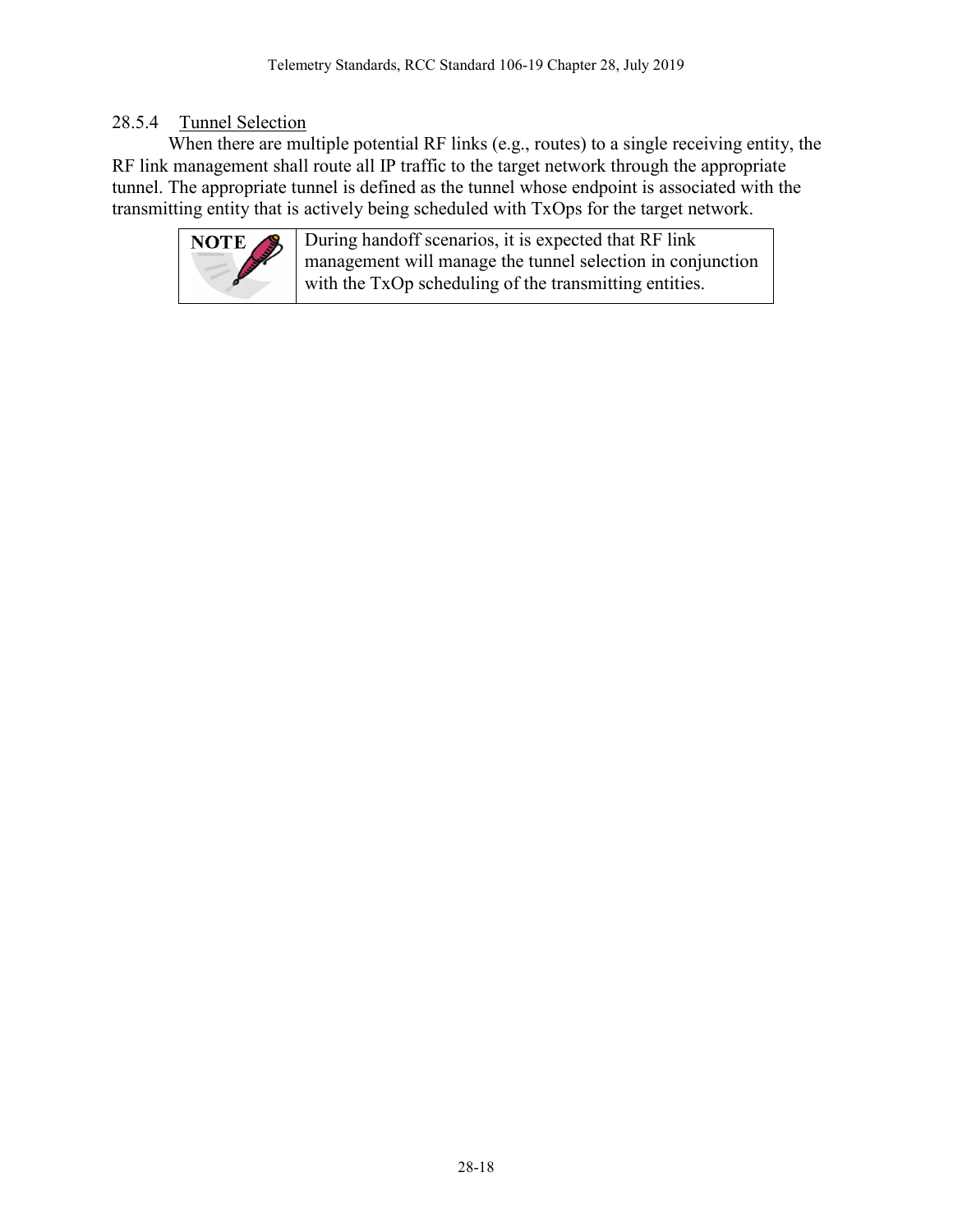#### 28.5.4 Tunnel Selection

When there are multiple potential RF links (e.g., routes) to a single receiving entity, the RF link management shall route all IP traffic to the target network through the appropriate tunnel. The appropriate tunnel is defined as the tunnel whose endpoint is associated with the transmitting entity that is actively being scheduled with TxOps for the target network.

> **NOTE** During handoff scenarios, it is expected that RF link management will manage the tunnel selection in conjunction with the TxOp scheduling of the transmitting entities.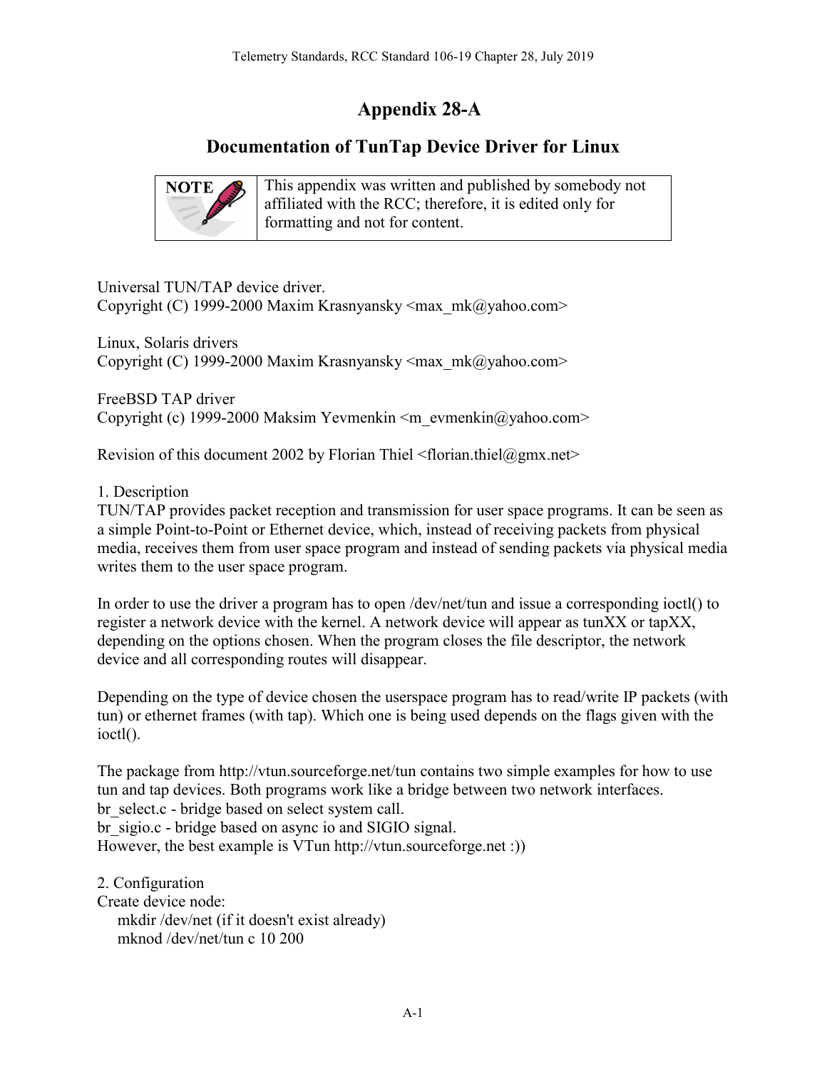# Appendix 28-A

## Documentation of TunTap Device Driver for Linux

| NOTE | This appendix was written and published by somebody not affiliated with the RCC; therefore, it is edited only for formatting and not for content. |
|---|---|

Universal TUN/TAP device driver.
Copyright (C) 1999-2000 Maxim Krasnyansky <max_mk@yahoo.com>

Linux, Solaris drivers
Copyright (C) 1999-2000 Maxim Krasnyansky <max_mk@yahoo.com>

FreeBSD TAP driver
Copyright (c) 1999-2000 Maksim Yevmenkin <m_evmenkin@yahoo.com>

Revision of this document 2002 by Florian Thiel <florian.thiel@gmx.net>

1. Description
TUN/TAP provides packet reception and transmission for user space programs. It can be seen as a simple Point-to-Point or Ethernet device, which, instead of receiving packets from physical media, receives them from user space program and instead of sending packets via physical media writes them to the user space program.

In order to use the driver a program has to open /dev/net/tun and issue a corresponding ioctl() to register a network device with the kernel. A network device will appear as tunXX or tapXX, depending on the options chosen. When the program closes the file descriptor, the network device and all corresponding routes will disappear.

Depending on the type of device chosen the userspace program has to read/write IP packets (with tun) or ethernet frames (with tap). Which one is being used depends on the flags given with the ioctl().

The package from http://vtun.sourceforge.net/tun contains two simple examples for how to use tun and tap devices. Both programs work like a bridge between two network interfaces.
br_select.c - bridge based on select system call.
br_sigio.c - bridge based on async io and SIGIO signal.
However, the best example is VTun http://vtun.sourceforge.net :))

2. Configuration
Create device node:

```
mkdir /dev/net (if it doesn't exist already)
mknod /dev/net/tun c 10 200
```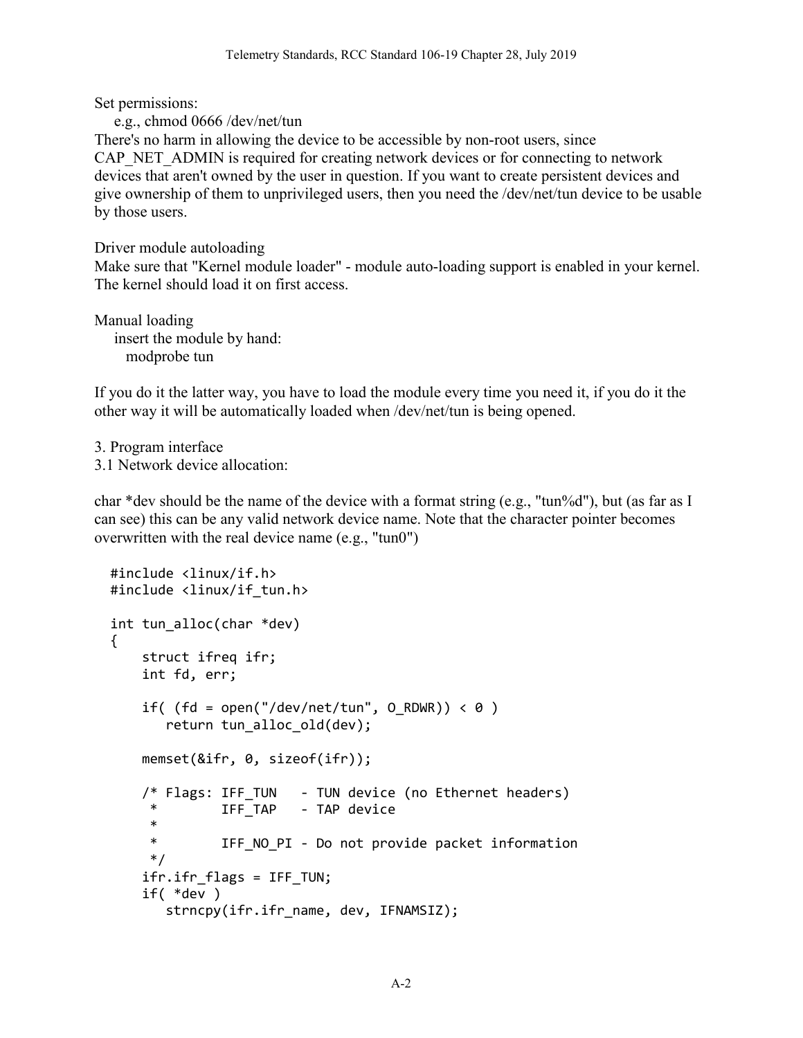Set permissions:

e.g., chmod 0666 /dev/net/tun

There's no harm in allowing the device to be accessible by non-root users, since CAP_NET_ADMIN is required for creating network devices or for connecting to network devices that aren't owned by the user in question. If you want to create persistent devices and give ownership of them to unprivileged users, then you need the /dev/net/tun device to be usable by those users.

Driver module autoloading

Make sure that "Kernel module loader" - module auto-loading support is enabled in your kernel. The kernel should load it on first access.

Manual loading

insert the module by hand:

modprobe tun

If you do it the latter way, you have to load the module every time you need it, if you do it the other way it will be automatically loaded when /dev/net/tun is being opened.

3. Program interface

3.1 Network device allocation:

char *dev should be the name of the device with a format string (e.g., "tun%d"), but (as far as I can see) this can be any valid network device name. Note that the character pointer becomes overwritten with the real device name (e.g., "tun0")

```
#include <linux/if.h>
#include <linux/if_tun.h>

int tun_alloc(char *dev)
{
    struct ifreq ifr;
    int fd, err;

    if( (fd = open("/dev/net/tun", O_RDWR)) < 0 )
       return tun_alloc_old(dev);

    memset(&ifr, 0, sizeof(ifr));

    /* Flags: IFF_TUN   - TUN device (no Ethernet headers)
     *        IFF_TAP   - TAP device
     *
     *        IFF_NO_PI - Do not provide packet information
     */
    ifr.ifr_flags = IFF_TUN;
    if( *dev )
       strncpy(ifr.ifr_name, dev, IFNAMSIZ);
```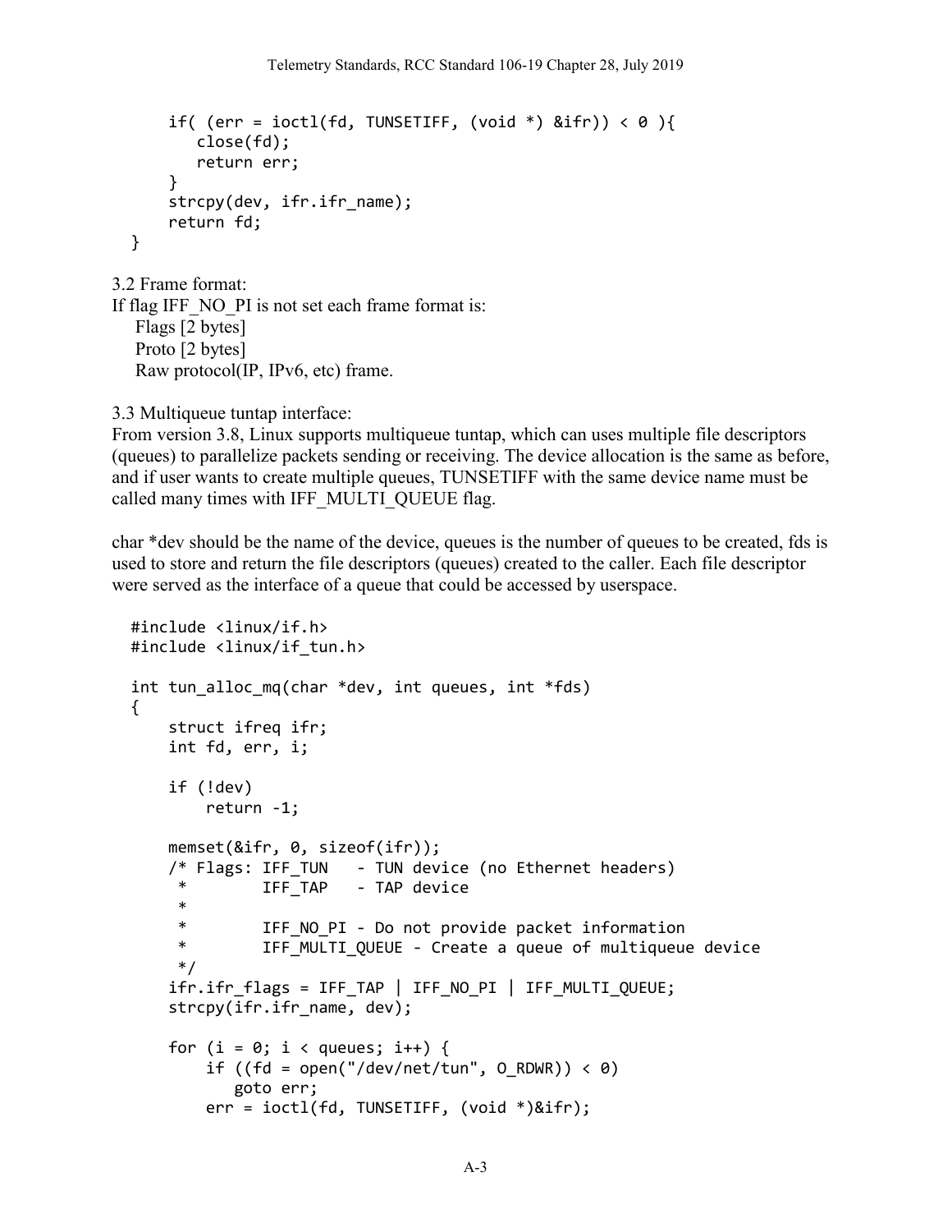```
    if( (err = ioctl(fd, TUNSETIFF, (void *) &ifr)) < 0 ){
       close(fd);
       return err;
    }
    strcpy(dev, ifr.ifr_name);
    return fd;
}
```

3.2 Frame format:
If flag IFF_NO_PI is not set each frame format is:
  Flags [2 bytes]
  Proto [2 bytes]
  Raw protocol(IP, IPv6, etc) frame.

3.3 Multiqueue tuntap interface:
From version 3.8, Linux supports multiqueue tuntap, which can uses multiple file descriptors (queues) to parallelize packets sending or receiving. The device allocation is the same as before, and if user wants to create multiple queues, TUNSETIFF with the same device name must be called many times with IFF_MULTI_QUEUE flag.

char *dev should be the name of the device, queues is the number of queues to be created, fds is used to store and return the file descriptors (queues) created to the caller. Each file descriptor were served as the interface of a queue that could be accessed by userspace.

```
#include <linux/if.h>
#include <linux/if_tun.h>

int tun_alloc_mq(char *dev, int queues, int *fds)
{
    struct ifreq ifr;
    int fd, err, i;

    if (!dev)
        return -1;

    memset(&ifr, 0, sizeof(ifr));
    /* Flags: IFF_TUN   - TUN device (no Ethernet headers)
     *        IFF_TAP   - TAP device
     *
     *        IFF_NO_PI - Do not provide packet information
     *        IFF_MULTI_QUEUE - Create a queue of multiqueue device
     */
    ifr.ifr_flags = IFF_TAP | IFF_NO_PI | IFF_MULTI_QUEUE;
    strcpy(ifr.ifr_name, dev);

    for (i = 0; i < queues; i++) {
        if ((fd = open("/dev/net/tun", O_RDWR)) < 0)
           goto err;
        err = ioctl(fd, TUNSETIFF, (void *)&ifr);
```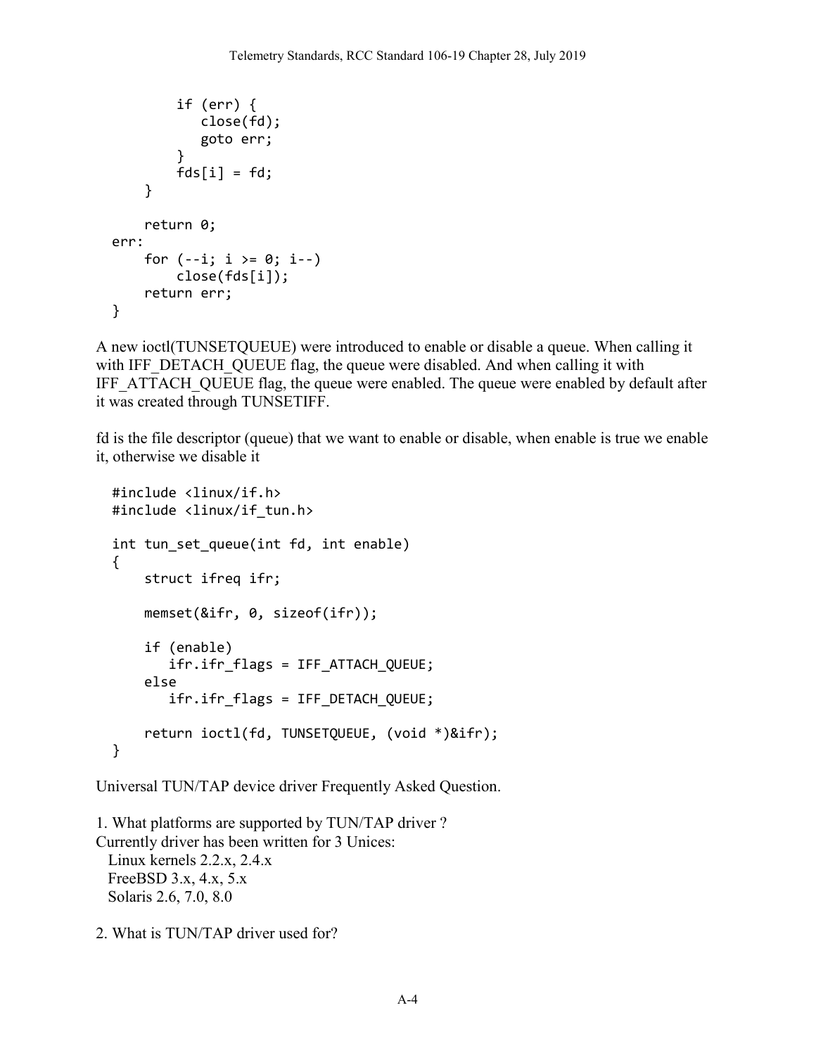```
        if (err) {
           close(fd);
           goto err;
        }
        fds[i] = fd;
    }

    return 0;
err:
    for (--i; i >= 0; i--)
        close(fds[i]);
    return err;
}
```

A new ioctl(TUNSETQUEUE) were introduced to enable or disable a queue. When calling it with IFF_DETACH_QUEUE flag, the queue were disabled. And when calling it with IFF_ATTACH_QUEUE flag, the queue were enabled. The queue were enabled by default after it was created through TUNSETIFF.

fd is the file descriptor (queue) that we want to enable or disable, when enable is true we enable it, otherwise we disable it

```
#include <linux/if.h>
#include <linux/if_tun.h>

int tun_set_queue(int fd, int enable)
{
    struct ifreq ifr;

    memset(&ifr, 0, sizeof(ifr));

    if (enable)
       ifr.ifr_flags = IFF_ATTACH_QUEUE;
    else
       ifr.ifr_flags = IFF_DETACH_QUEUE;

    return ioctl(fd, TUNSETQUEUE, (void *)&ifr);
}
```

Universal TUN/TAP device driver Frequently Asked Question.

1. What platforms are supported by TUN/TAP driver ?
Currently driver has been written for 3 Unices:
  Linux kernels 2.2.x, 2.4.x
  FreeBSD 3.x, 4.x, 5.x
  Solaris 2.6, 7.0, 8.0

2. What is TUN/TAP driver used for?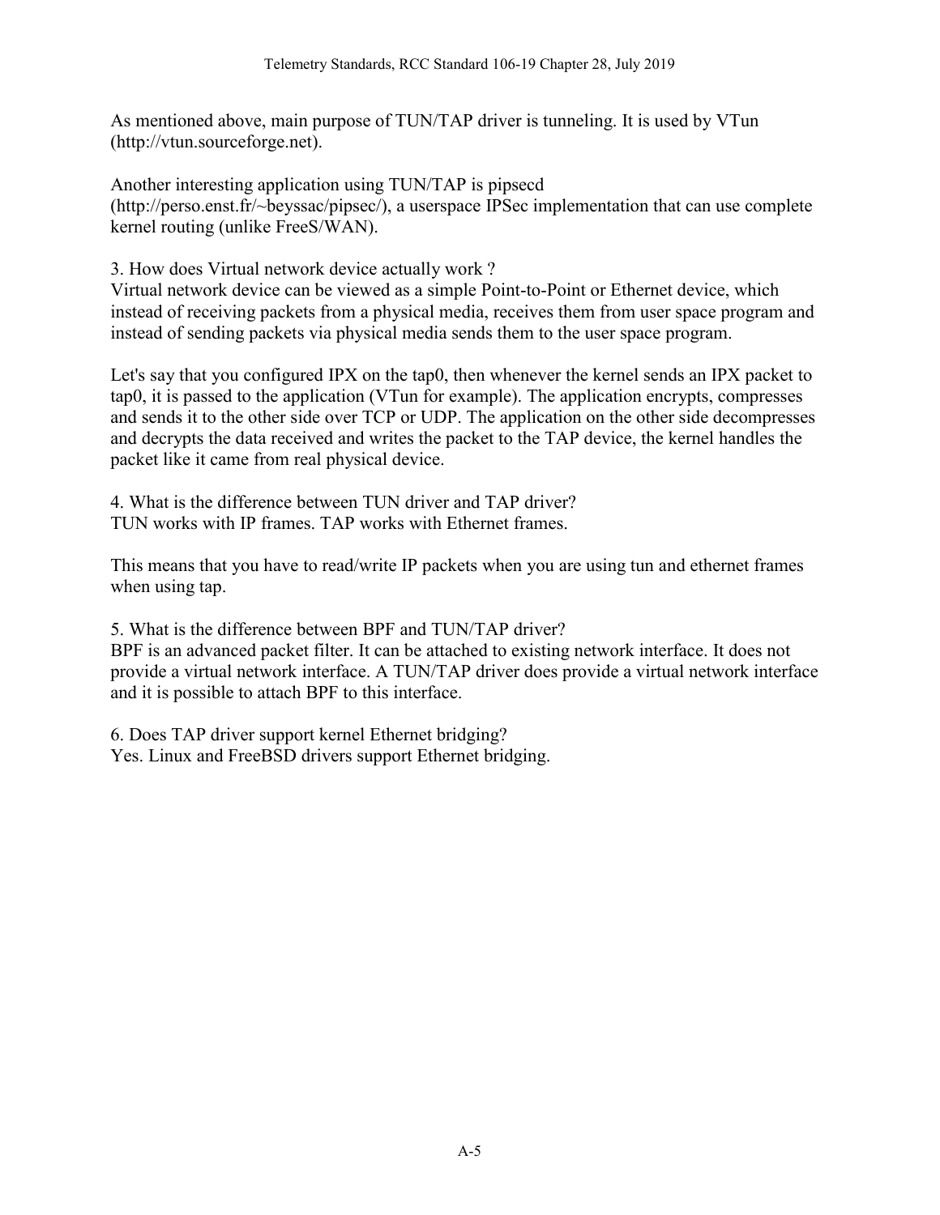As mentioned above, main purpose of TUN/TAP driver is tunneling. It is used by VTun (http://vtun.sourceforge.net).

Another interesting application using TUN/TAP is pipsecd (http://perso.enst.fr/~beyssac/pipsec/), a userspace IPSec implementation that can use complete kernel routing (unlike FreeS/WAN).

3. How does Virtual network device actually work ?
Virtual network device can be viewed as a simple Point-to-Point or Ethernet device, which instead of receiving packets from a physical media, receives them from user space program and instead of sending packets via physical media sends them to the user space program.

Let's say that you configured IPX on the tap0, then whenever the kernel sends an IPX packet to tap0, it is passed to the application (VTun for example). The application encrypts, compresses and sends it to the other side over TCP or UDP. The application on the other side decompresses and decrypts the data received and writes the packet to the TAP device, the kernel handles the packet like it came from real physical device.

4. What is the difference between TUN driver and TAP driver?
TUN works with IP frames. TAP works with Ethernet frames.

This means that you have to read/write IP packets when you are using tun and ethernet frames when using tap.

5. What is the difference between BPF and TUN/TAP driver?
BPF is an advanced packet filter. It can be attached to existing network interface. It does not provide a virtual network interface. A TUN/TAP driver does provide a virtual network interface and it is possible to attach BPF to this interface.

6. Does TAP driver support kernel Ethernet bridging?
Yes. Linux and FreeBSD drivers support Ethernet bridging.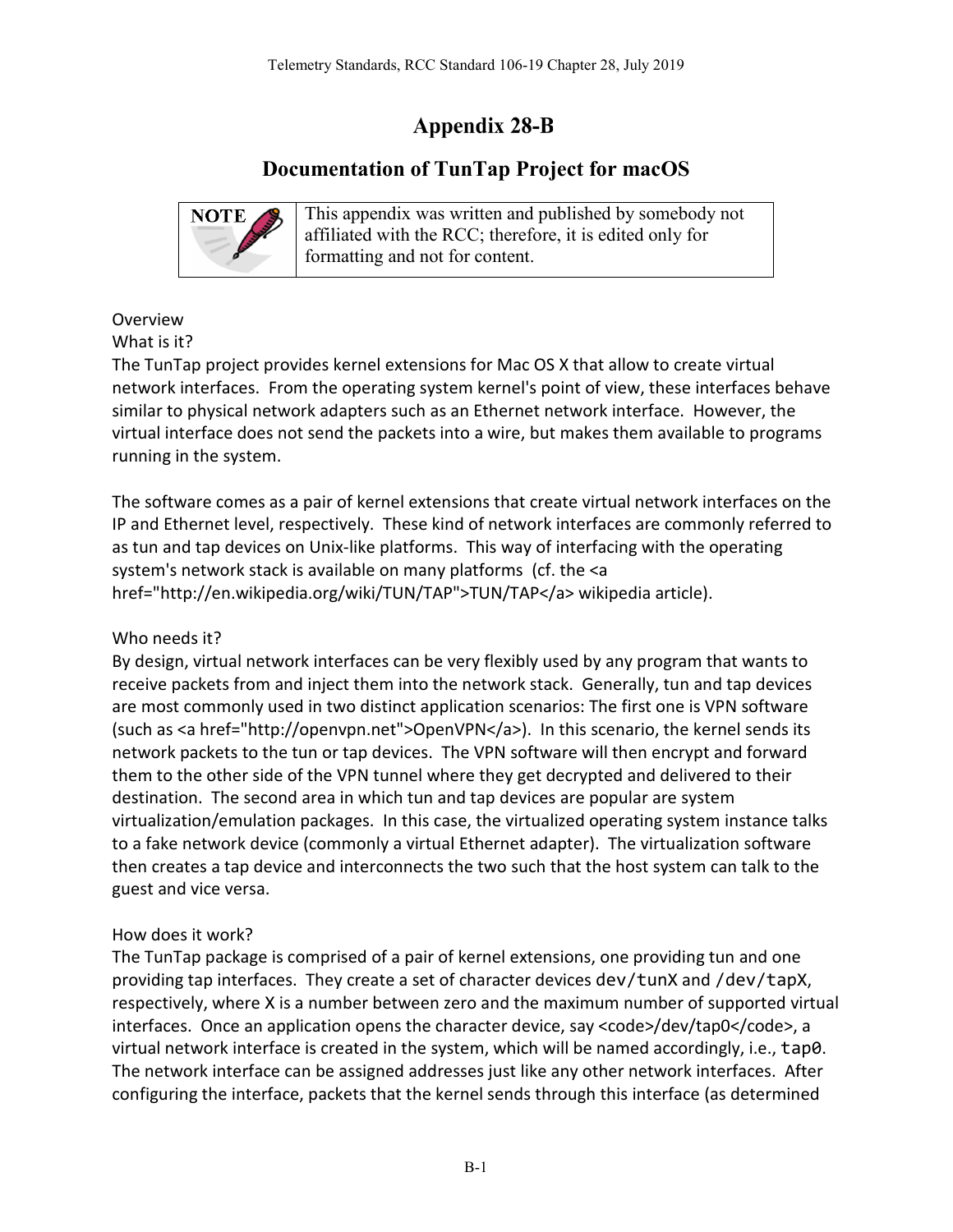# Appendix 28-B

## Documentation of TunTap Project for macOS

| NOTE | This appendix was written and published by somebody not affiliated with the RCC; therefore, it is edited only for formatting and not for content. |
|---|---|

Overview

What is it?

The TunTap project provides kernel extensions for Mac OS X that allow to create virtual network interfaces. From the operating system kernel's point of view, these interfaces behave similar to physical network adapters such as an Ethernet network interface. However, the virtual interface does not send the packets into a wire, but makes them available to programs running in the system.

The software comes as a pair of kernel extensions that create virtual network interfaces on the IP and Ethernet level, respectively. These kind of network interfaces are commonly referred to as tun and tap devices on Unix-like platforms. This way of interfacing with the operating system's network stack is available on many platforms (cf. the <a href="http://en.wikipedia.org/wiki/TUN/TAP">TUN/TAP</a> wikipedia article).

Who needs it?

By design, virtual network interfaces can be very flexibly used by any program that wants to receive packets from and inject them into the network stack. Generally, tun and tap devices are most commonly used in two distinct application scenarios: The first one is VPN software (such as <a href="http://openvpn.net">OpenVPN</a>). In this scenario, the kernel sends its network packets to the tun or tap devices. The VPN software will then encrypt and forward them to the other side of the VPN tunnel where they get decrypted and delivered to their destination. The second area in which tun and tap devices are popular are system virtualization/emulation packages. In this case, the virtualized operating system instance talks to a fake network device (commonly a virtual Ethernet adapter). The virtualization software then creates a tap device and interconnects the two such that the host system can talk to the guest and vice versa.

How does it work?

The TunTap package is comprised of a pair of kernel extensions, one providing tun and one providing tap interfaces. They create a set of character devices `dev/tunX` and `/dev/tapX`, respectively, where X is a number between zero and the maximum number of supported virtual interfaces. Once an application opens the character device, say <code>/dev/tap0</code>, a virtual network interface is created in the system, which will be named accordingly, i.e., `tap0`. The network interface can be assigned addresses just like any other network interfaces. After configuring the interface, packets that the kernel sends through this interface (as determined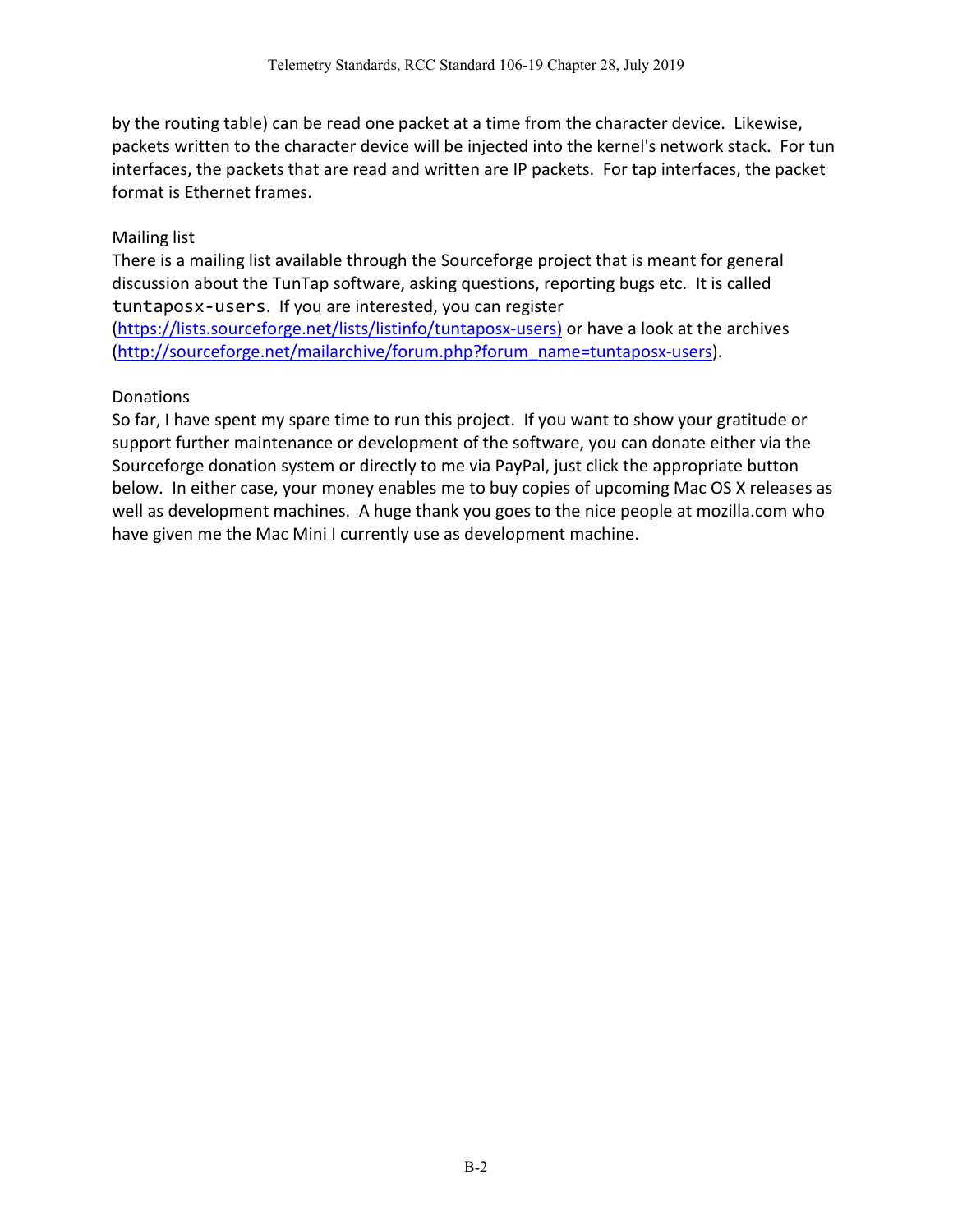by the routing table) can be read one packet at a time from the character device. Likewise, packets written to the character device will be injected into the kernel's network stack. For tun interfaces, the packets that are read and written are IP packets. For tap interfaces, the packet format is Ethernet frames.

Mailing list

There is a mailing list available through the Sourceforge project that is meant for general discussion about the TunTap software, asking questions, reporting bugs etc. It is called `tuntaposx-users`. If you are interested, you can register (https://lists.sourceforge.net/lists/listinfo/tuntaposx-users) or have a look at the archives (http://sourceforge.net/mailarchive/forum.php?forum_name=tuntaposx-users).

Donations

So far, I have spent my spare time to run this project. If you want to show your gratitude or support further maintenance or development of the software, you can donate either via the Sourceforge donation system or directly to me via PayPal, just click the appropriate button below. In either case, your money enables me to buy copies of upcoming Mac OS X releases as well as development machines. A huge thank you goes to the nice people at mozilla.com who have given me the Mac Mini I currently use as development machine.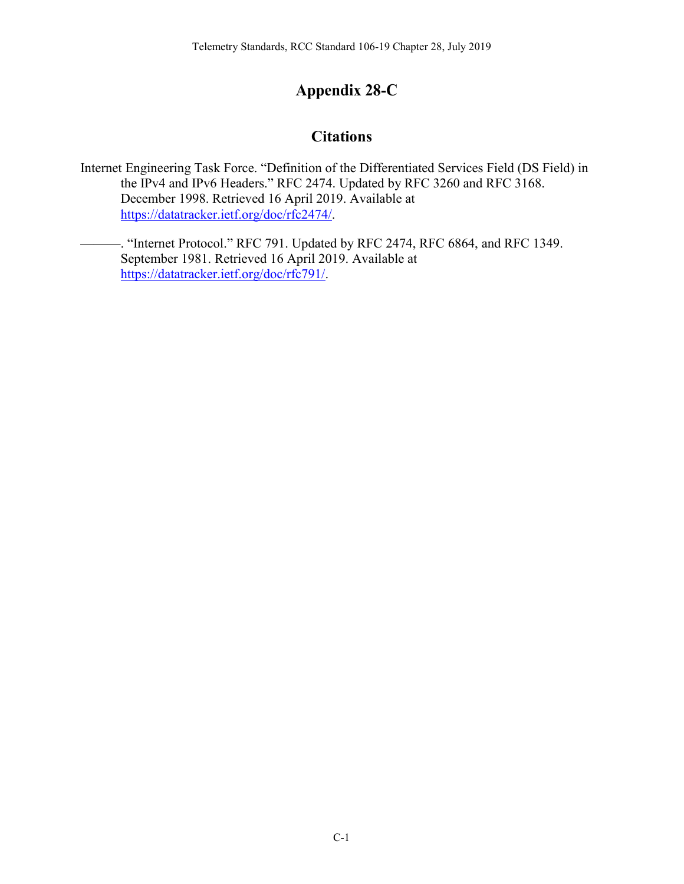# Appendix 28-C

## Citations

Internet Engineering Task Force. “Definition of the Differentiated Services Field (DS Field) in the IPv4 and IPv6 Headers.” RFC 2474. Updated by RFC 3260 and RFC 3168. December 1998. Retrieved 16 April 2019. Available at https://datatracker.ietf.org/doc/rfc2474/.

———. “Internet Protocol.” RFC 791. Updated by RFC 2474, RFC 6864, and RFC 1349. September 1981. Retrieved 16 April 2019. Available at https://datatracker.ietf.org/doc/rfc791/.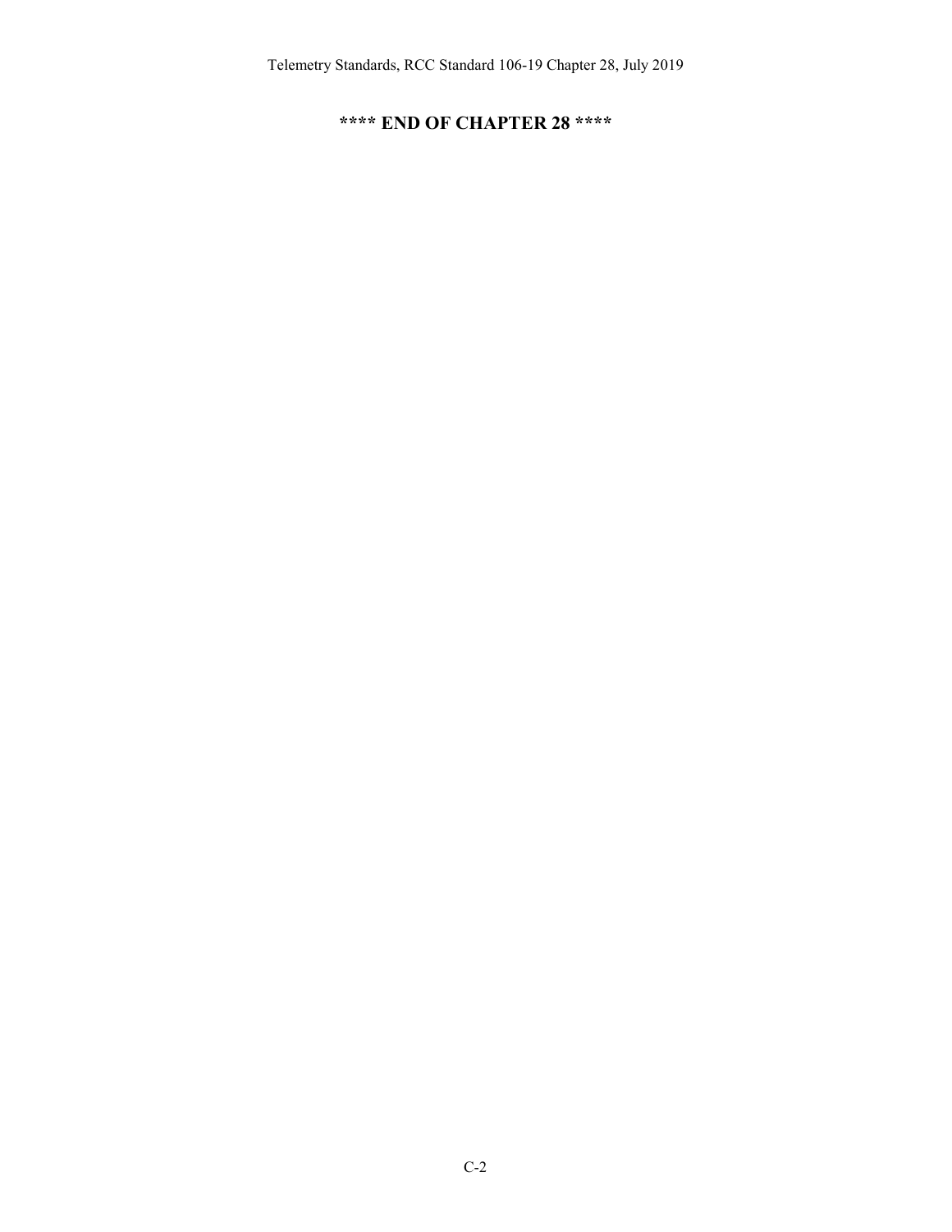**** END OF CHAPTER 28 ****